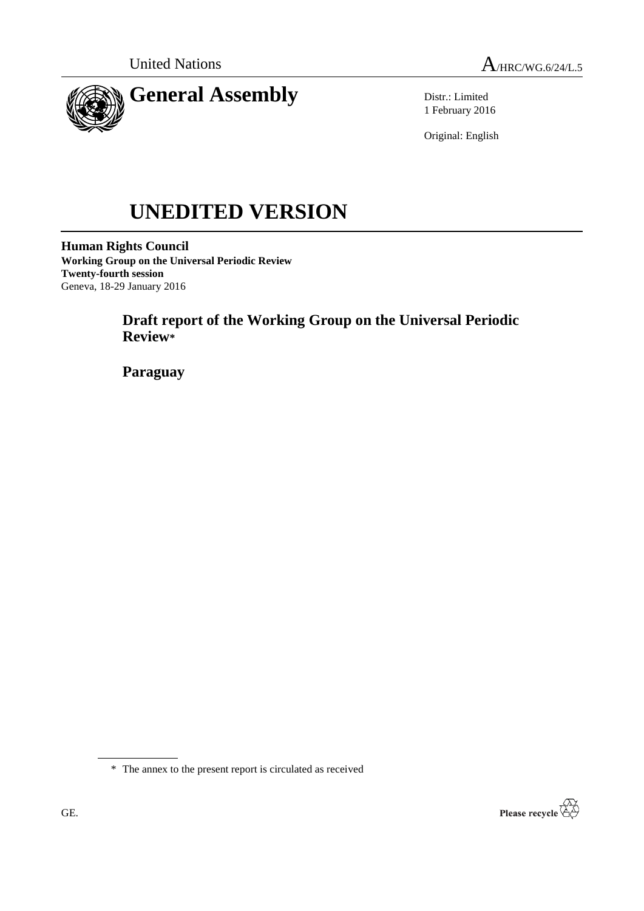United Nations

A/HRC/WG.6/24/L.5

# General Assembly

Distr.: Limited
1 February 2016

Original: English

# UNEDITED VERSION

**Human Rights Council**
**Working Group on the Universal Periodic Review**
**Twenty-fourth session**
Geneva, 18-29 January 2016

## Draft report of the Working Group on the Universal Periodic Review*

## Paraguay

\* The annex to the present report is circulated as received

GE.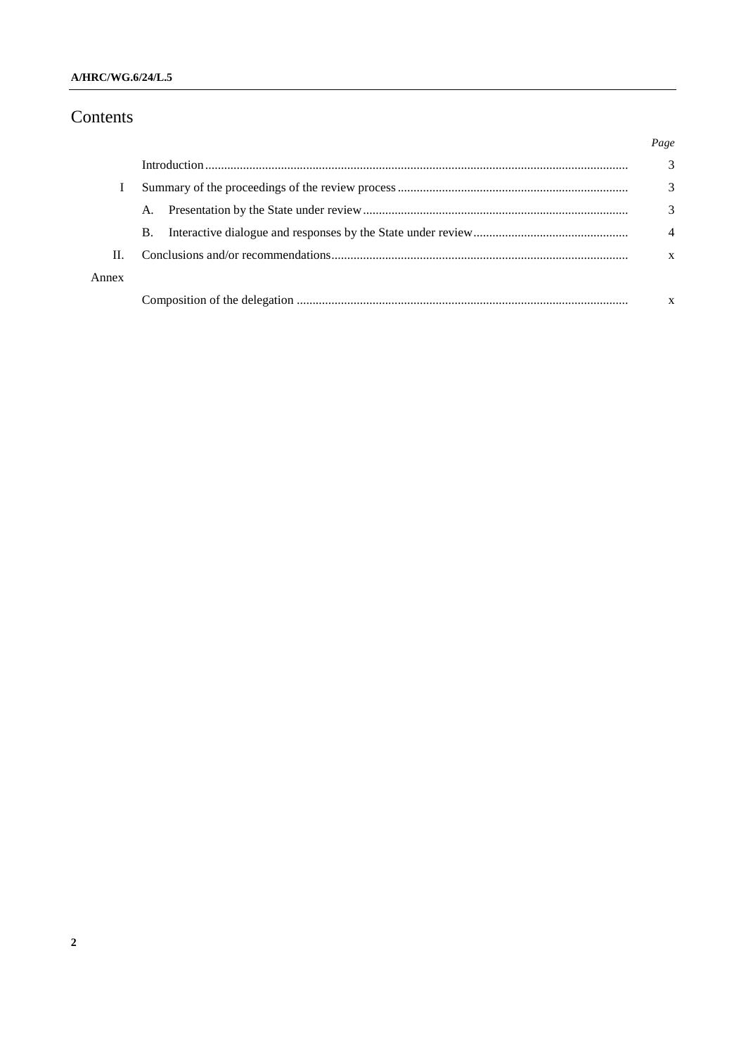# Contents

| | | Page |
|---|---|---|
| | Introduction | 3 |
| I | Summary of the proceedings of the review process | 3 |
| | A. Presentation by the State under review | 3 |
| | B. Interactive dialogue and responses by the State under review | 4 |
| II. | Conclusions and/or recommendations | x |
| Annex | | |
| | Composition of the delegation | x |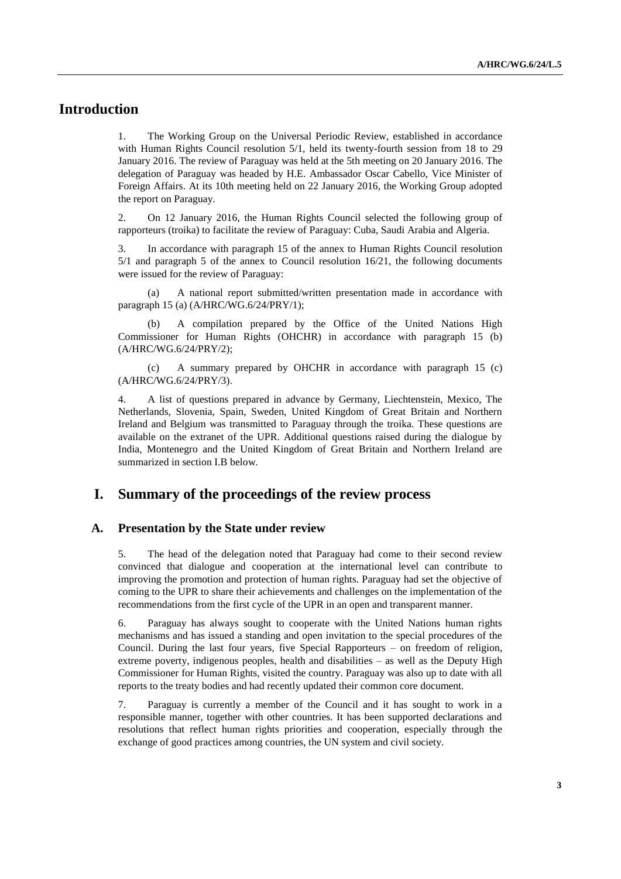# Introduction

1. The Working Group on the Universal Periodic Review, established in accordance with Human Rights Council resolution 5/1, held its twenty-fourth session from 18 to 29 January 2016. The review of Paraguay was held at the 5th meeting on 20 January 2016. The delegation of Paraguay was headed by H.E. Ambassador Oscar Cabello, Vice Minister of Foreign Affairs. At its 10th meeting held on 22 January 2016, the Working Group adopted the report on Paraguay.

2. On 12 January 2016, the Human Rights Council selected the following group of rapporteurs (troika) to facilitate the review of Paraguay: Cuba, Saudi Arabia and Algeria.

3. In accordance with paragraph 15 of the annex to Human Rights Council resolution 5/1 and paragraph 5 of the annex to Council resolution 16/21, the following documents were issued for the review of Paraguay:

(a) A national report submitted/written presentation made in accordance with paragraph 15 (a) (A/HRC/WG.6/24/PRY/1);

(b) A compilation prepared by the Office of the United Nations High Commissioner for Human Rights (OHCHR) in accordance with paragraph 15 (b) (A/HRC/WG.6/24/PRY/2);

(c) A summary prepared by OHCHR in accordance with paragraph 15 (c) (A/HRC/WG.6/24/PRY/3).

4. A list of questions prepared in advance by Germany, Liechtenstein, Mexico, The Netherlands, Slovenia, Spain, Sweden, United Kingdom of Great Britain and Northern Ireland and Belgium was transmitted to Paraguay through the troika. These questions are available on the extranet of the UPR. Additional questions raised during the dialogue by India, Montenegro and the United Kingdom of Great Britain and Northern Ireland are summarized in section I.B below.

# I. Summary of the proceedings of the review process

## A. Presentation by the State under review

5. The head of the delegation noted that Paraguay had come to their second review convinced that dialogue and cooperation at the international level can contribute to improving the promotion and protection of human rights. Paraguay had set the objective of coming to the UPR to share their achievements and challenges on the implementation of the recommendations from the first cycle of the UPR in an open and transparent manner.

6. Paraguay has always sought to cooperate with the United Nations human rights mechanisms and has issued a standing and open invitation to the special procedures of the Council. During the last four years, five Special Rapporteurs – on freedom of religion, extreme poverty, indigenous peoples, health and disabilities – as well as the Deputy High Commissioner for Human Rights, visited the country. Paraguay was also up to date with all reports to the treaty bodies and had recently updated their common core document.

7. Paraguay is currently a member of the Council and it has sought to work in a responsible manner, together with other countries. It has been supported declarations and resolutions that reflect human rights priorities and cooperation, especially through the exchange of good practices among countries, the UN system and civil society.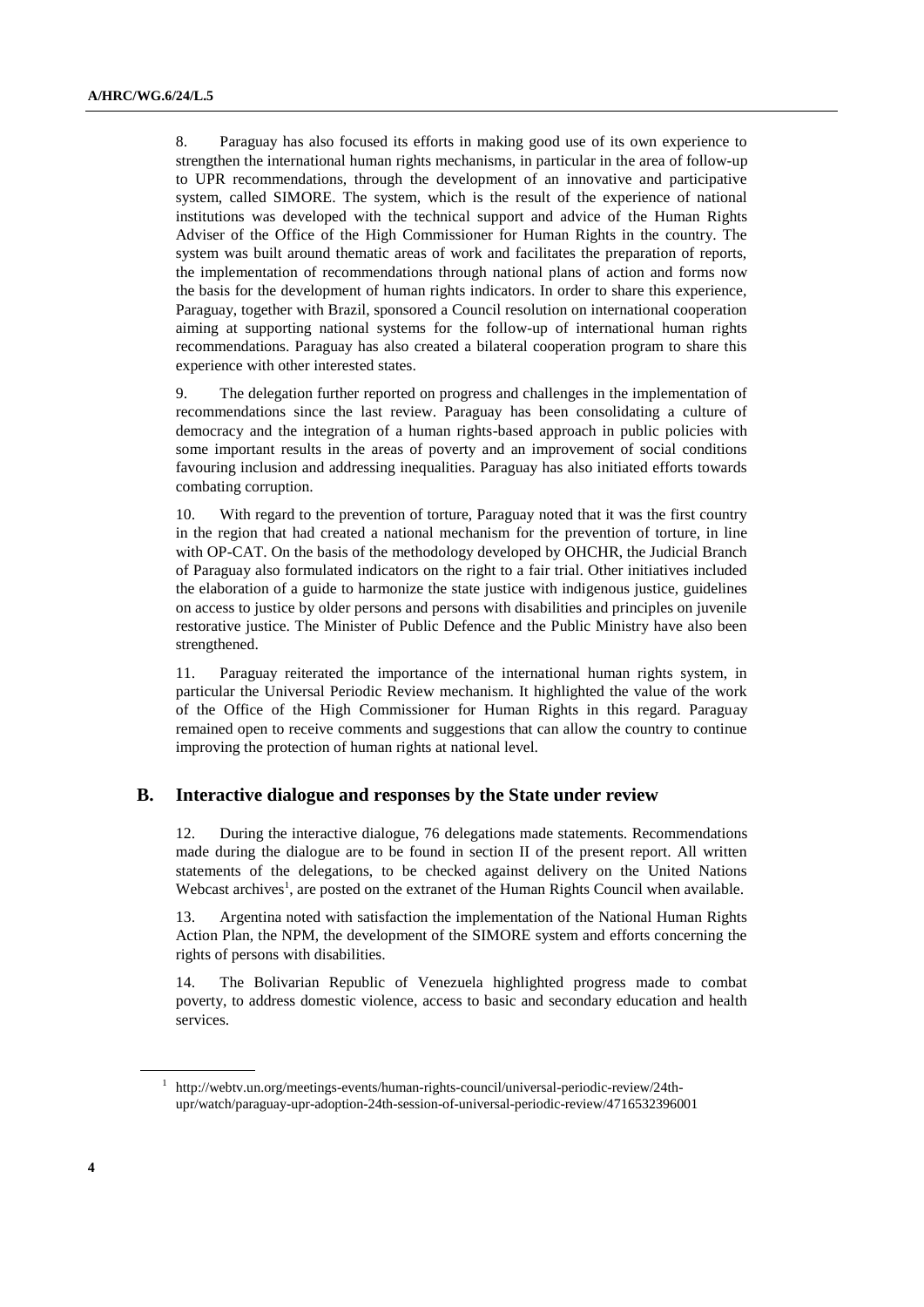8. Paraguay has also focused its efforts in making good use of its own experience to strengthen the international human rights mechanisms, in particular in the area of follow-up to UPR recommendations, through the development of an innovative and participative system, called SIMORE. The system, which is the result of the experience of national institutions was developed with the technical support and advice of the Human Rights Adviser of the Office of the High Commissioner for Human Rights in the country. The system was built around thematic areas of work and facilitates the preparation of reports, the implementation of recommendations through national plans of action and forms now the basis for the development of human rights indicators. In order to share this experience, Paraguay, together with Brazil, sponsored a Council resolution on international cooperation aiming at supporting national systems for the follow-up of international human rights recommendations. Paraguay has also created a bilateral cooperation program to share this experience with other interested states.

9. The delegation further reported on progress and challenges in the implementation of recommendations since the last review. Paraguay has been consolidating a culture of democracy and the integration of a human rights-based approach in public policies with some important results in the areas of poverty and an improvement of social conditions favouring inclusion and addressing inequalities. Paraguay has also initiated efforts towards combating corruption.

10. With regard to the prevention of torture, Paraguay noted that it was the first country in the region that had created a national mechanism for the prevention of torture, in line with OP-CAT. On the basis of the methodology developed by OHCHR, the Judicial Branch of Paraguay also formulated indicators on the right to a fair trial. Other initiatives included the elaboration of a guide to harmonize the state justice with indigenous justice, guidelines on access to justice by older persons and persons with disabilities and principles on juvenile restorative justice. The Minister of Public Defence and the Public Ministry have also been strengthened.

11. Paraguay reiterated the importance of the international human rights system, in particular the Universal Periodic Review mechanism. It highlighted the value of the work of the Office of the High Commissioner for Human Rights in this regard. Paraguay remained open to receive comments and suggestions that can allow the country to continue improving the protection of human rights at national level.

## B. Interactive dialogue and responses by the State under review

12. During the interactive dialogue, 76 delegations made statements. Recommendations made during the dialogue are to be found in section II of the present report. All written statements of the delegations, to be checked against delivery on the United Nations Webcast archives[1], are posted on the extranet of the Human Rights Council when available.

13. Argentina noted with satisfaction the implementation of the National Human Rights Action Plan, the NPM, the development of the SIMORE system and efforts concerning the rights of persons with disabilities.

14. The Bolivarian Republic of Venezuela highlighted progress made to combat poverty, to address domestic violence, access to basic and secondary education and health services.

[1] http://webtv.un.org/meetings-events/human-rights-council/universal-periodic-review/24th-upr/watch/paraguay-upr-adoption-24th-session-of-universal-periodic-review/4716532396001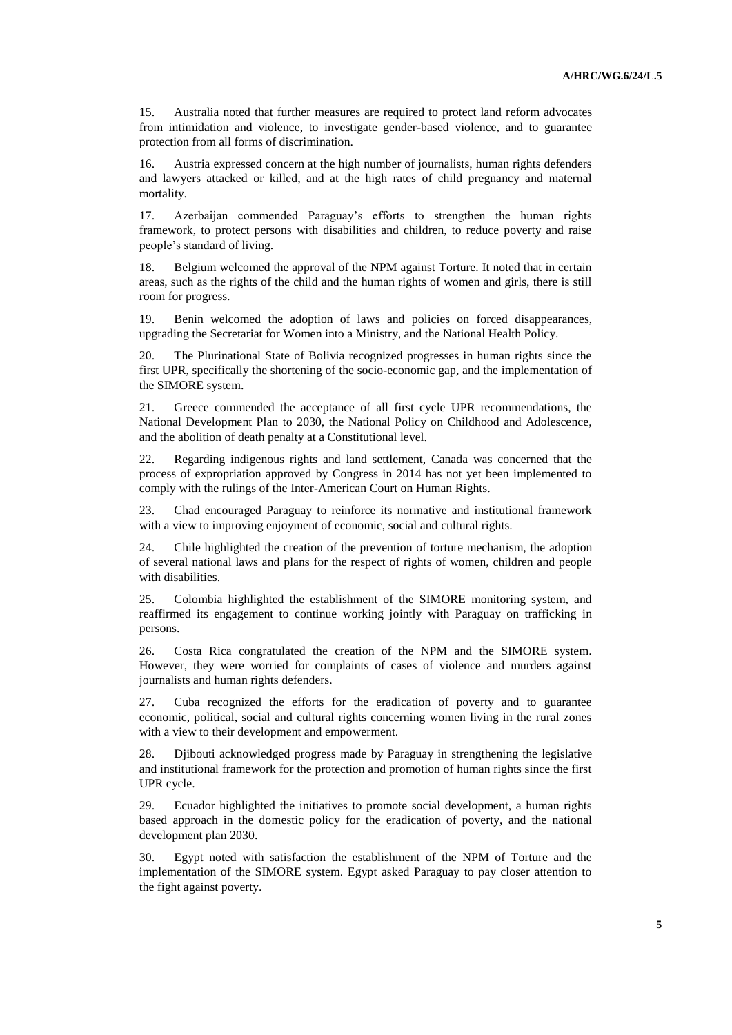15. Australia noted that further measures are required to protect land reform advocates from intimidation and violence, to investigate gender-based violence, and to guarantee protection from all forms of discrimination.

16. Austria expressed concern at the high number of journalists, human rights defenders and lawyers attacked or killed, and at the high rates of child pregnancy and maternal mortality.

17. Azerbaijan commended Paraguay's efforts to strengthen the human rights framework, to protect persons with disabilities and children, to reduce poverty and raise people's standard of living.

18. Belgium welcomed the approval of the NPM against Torture. It noted that in certain areas, such as the rights of the child and the human rights of women and girls, there is still room for progress.

19. Benin welcomed the adoption of laws and policies on forced disappearances, upgrading the Secretariat for Women into a Ministry, and the National Health Policy.

20. The Plurinational State of Bolivia recognized progresses in human rights since the first UPR, specifically the shortening of the socio-economic gap, and the implementation of the SIMORE system.

21. Greece commended the acceptance of all first cycle UPR recommendations, the National Development Plan to 2030, the National Policy on Childhood and Adolescence, and the abolition of death penalty at a Constitutional level.

22. Regarding indigenous rights and land settlement, Canada was concerned that the process of expropriation approved by Congress in 2014 has not yet been implemented to comply with the rulings of the Inter-American Court on Human Rights.

23. Chad encouraged Paraguay to reinforce its normative and institutional framework with a view to improving enjoyment of economic, social and cultural rights.

24. Chile highlighted the creation of the prevention of torture mechanism, the adoption of several national laws and plans for the respect of rights of women, children and people with disabilities.

25. Colombia highlighted the establishment of the SIMORE monitoring system, and reaffirmed its engagement to continue working jointly with Paraguay on trafficking in persons.

26. Costa Rica congratulated the creation of the NPM and the SIMORE system. However, they were worried for complaints of cases of violence and murders against journalists and human rights defenders.

27. Cuba recognized the efforts for the eradication of poverty and to guarantee economic, political, social and cultural rights concerning women living in the rural zones with a view to their development and empowerment.

28. Djibouti acknowledged progress made by Paraguay in strengthening the legislative and institutional framework for the protection and promotion of human rights since the first UPR cycle.

29. Ecuador highlighted the initiatives to promote social development, a human rights based approach in the domestic policy for the eradication of poverty, and the national development plan 2030.

30. Egypt noted with satisfaction the establishment of the NPM of Torture and the implementation of the SIMORE system. Egypt asked Paraguay to pay closer attention to the fight against poverty.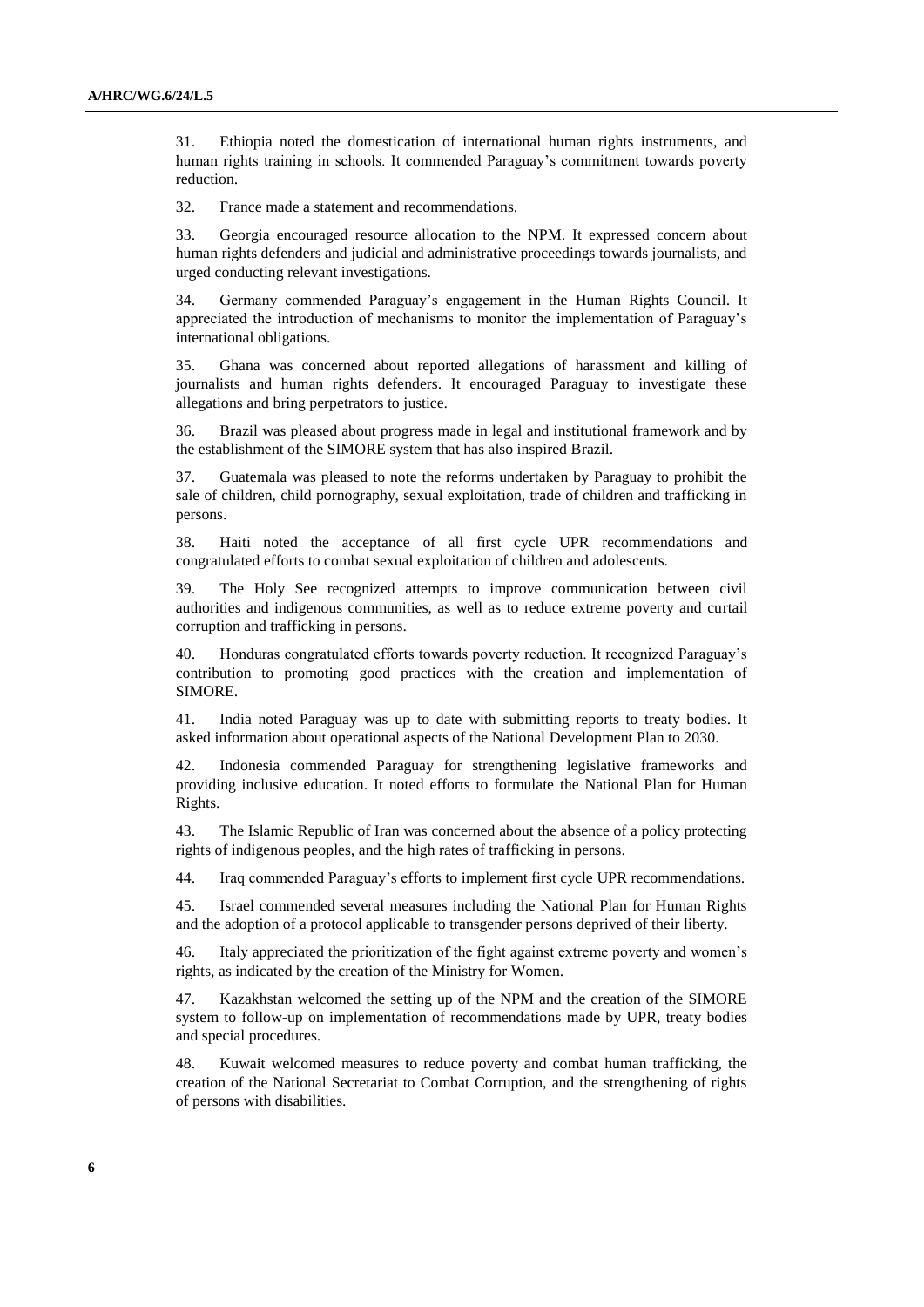31. Ethiopia noted the domestication of international human rights instruments, and human rights training in schools. It commended Paraguay's commitment towards poverty reduction.

32. France made a statement and recommendations.

33. Georgia encouraged resource allocation to the NPM. It expressed concern about human rights defenders and judicial and administrative proceedings towards journalists, and urged conducting relevant investigations.

34. Germany commended Paraguay's engagement in the Human Rights Council. It appreciated the introduction of mechanisms to monitor the implementation of Paraguay's international obligations.

35. Ghana was concerned about reported allegations of harassment and killing of journalists and human rights defenders. It encouraged Paraguay to investigate these allegations and bring perpetrators to justice.

36. Brazil was pleased about progress made in legal and institutional framework and by the establishment of the SIMORE system that has also inspired Brazil.

37. Guatemala was pleased to note the reforms undertaken by Paraguay to prohibit the sale of children, child pornography, sexual exploitation, trade of children and trafficking in persons.

38. Haiti noted the acceptance of all first cycle UPR recommendations and congratulated efforts to combat sexual exploitation of children and adolescents.

39. The Holy See recognized attempts to improve communication between civil authorities and indigenous communities, as well as to reduce extreme poverty and curtail corruption and trafficking in persons.

40. Honduras congratulated efforts towards poverty reduction. It recognized Paraguay's contribution to promoting good practices with the creation and implementation of SIMORE.

41. India noted Paraguay was up to date with submitting reports to treaty bodies. It asked information about operational aspects of the National Development Plan to 2030.

42. Indonesia commended Paraguay for strengthening legislative frameworks and providing inclusive education. It noted efforts to formulate the National Plan for Human Rights.

43. The Islamic Republic of Iran was concerned about the absence of a policy protecting rights of indigenous peoples, and the high rates of trafficking in persons.

44. Iraq commended Paraguay's efforts to implement first cycle UPR recommendations.

45. Israel commended several measures including the National Plan for Human Rights and the adoption of a protocol applicable to transgender persons deprived of their liberty.

46. Italy appreciated the prioritization of the fight against extreme poverty and women's rights, as indicated by the creation of the Ministry for Women.

47. Kazakhstan welcomed the setting up of the NPM and the creation of the SIMORE system to follow-up on implementation of recommendations made by UPR, treaty bodies and special procedures.

48. Kuwait welcomed measures to reduce poverty and combat human trafficking, the creation of the National Secretariat to Combat Corruption, and the strengthening of rights of persons with disabilities.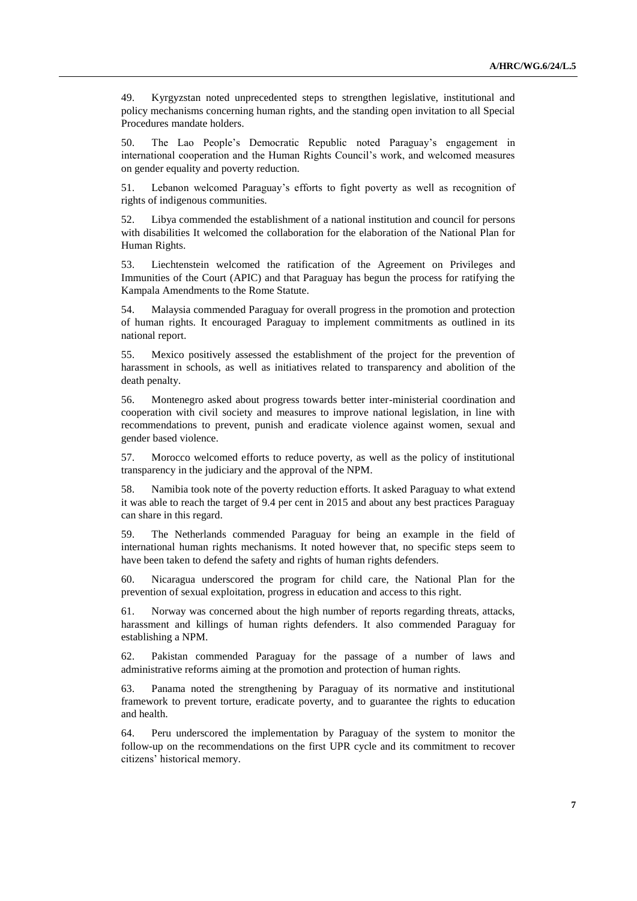49. Kyrgyzstan noted unprecedented steps to strengthen legislative, institutional and policy mechanisms concerning human rights, and the standing open invitation to all Special Procedures mandate holders.

50. The Lao People's Democratic Republic noted Paraguay's engagement in international cooperation and the Human Rights Council's work, and welcomed measures on gender equality and poverty reduction.

51. Lebanon welcomed Paraguay's efforts to fight poverty as well as recognition of rights of indigenous communities.

52. Libya commended the establishment of a national institution and council for persons with disabilities It welcomed the collaboration for the elaboration of the National Plan for Human Rights.

53. Liechtenstein welcomed the ratification of the Agreement on Privileges and Immunities of the Court (APIC) and that Paraguay has begun the process for ratifying the Kampala Amendments to the Rome Statute.

54. Malaysia commended Paraguay for overall progress in the promotion and protection of human rights. It encouraged Paraguay to implement commitments as outlined in its national report.

55. Mexico positively assessed the establishment of the project for the prevention of harassment in schools, as well as initiatives related to transparency and abolition of the death penalty.

56. Montenegro asked about progress towards better inter-ministerial coordination and cooperation with civil society and measures to improve national legislation, in line with recommendations to prevent, punish and eradicate violence against women, sexual and gender based violence.

57. Morocco welcomed efforts to reduce poverty, as well as the policy of institutional transparency in the judiciary and the approval of the NPM.

58. Namibia took note of the poverty reduction efforts. It asked Paraguay to what extend it was able to reach the target of 9.4 per cent in 2015 and about any best practices Paraguay can share in this regard.

59. The Netherlands commended Paraguay for being an example in the field of international human rights mechanisms. It noted however that, no specific steps seem to have been taken to defend the safety and rights of human rights defenders.

60. Nicaragua underscored the program for child care, the National Plan for the prevention of sexual exploitation, progress in education and access to this right.

61. Norway was concerned about the high number of reports regarding threats, attacks, harassment and killings of human rights defenders. It also commended Paraguay for establishing a NPM.

62. Pakistan commended Paraguay for the passage of a number of laws and administrative reforms aiming at the promotion and protection of human rights.

63. Panama noted the strengthening by Paraguay of its normative and institutional framework to prevent torture, eradicate poverty, and to guarantee the rights to education and health.

64. Peru underscored the implementation by Paraguay of the system to monitor the follow-up on the recommendations on the first UPR cycle and its commitment to recover citizens' historical memory.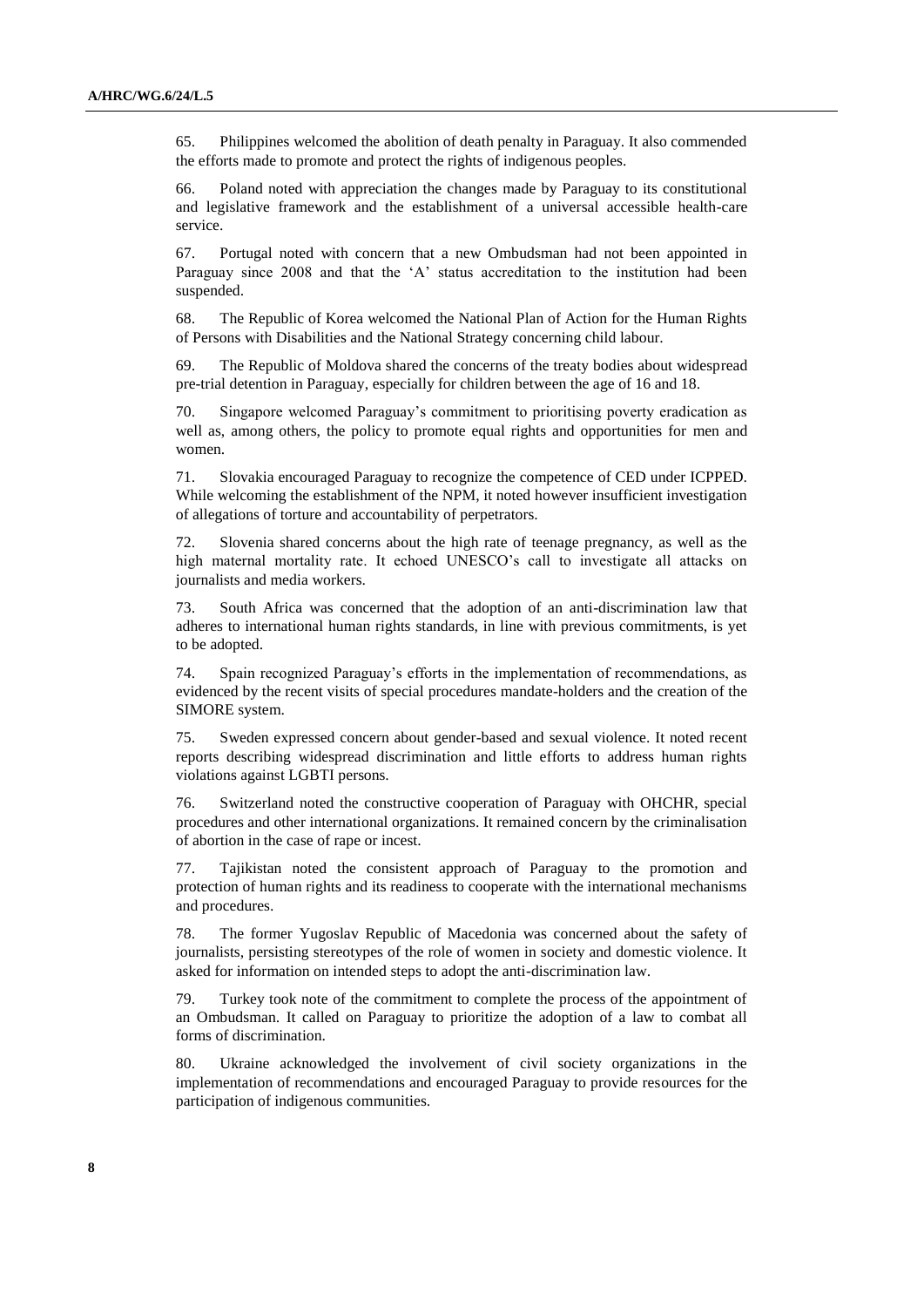65. Philippines welcomed the abolition of death penalty in Paraguay. It also commended the efforts made to promote and protect the rights of indigenous peoples.

66. Poland noted with appreciation the changes made by Paraguay to its constitutional and legislative framework and the establishment of a universal accessible health-care service.

67. Portugal noted with concern that a new Ombudsman had not been appointed in Paraguay since 2008 and that the 'A' status accreditation to the institution had been suspended.

68. The Republic of Korea welcomed the National Plan of Action for the Human Rights of Persons with Disabilities and the National Strategy concerning child labour.

69. The Republic of Moldova shared the concerns of the treaty bodies about widespread pre-trial detention in Paraguay, especially for children between the age of 16 and 18.

70. Singapore welcomed Paraguay's commitment to prioritising poverty eradication as well as, among others, the policy to promote equal rights and opportunities for men and women.

71. Slovakia encouraged Paraguay to recognize the competence of CED under ICPPED. While welcoming the establishment of the NPM, it noted however insufficient investigation of allegations of torture and accountability of perpetrators.

72. Slovenia shared concerns about the high rate of teenage pregnancy, as well as the high maternal mortality rate. It echoed UNESCO's call to investigate all attacks on journalists and media workers.

73. South Africa was concerned that the adoption of an anti-discrimination law that adheres to international human rights standards, in line with previous commitments, is yet to be adopted.

74. Spain recognized Paraguay's efforts in the implementation of recommendations, as evidenced by the recent visits of special procedures mandate-holders and the creation of the SIMORE system.

75. Sweden expressed concern about gender-based and sexual violence. It noted recent reports describing widespread discrimination and little efforts to address human rights violations against LGBTI persons.

76. Switzerland noted the constructive cooperation of Paraguay with OHCHR, special procedures and other international organizations. It remained concern by the criminalisation of abortion in the case of rape or incest.

77. Tajikistan noted the consistent approach of Paraguay to the promotion and protection of human rights and its readiness to cooperate with the international mechanisms and procedures.

78. The former Yugoslav Republic of Macedonia was concerned about the safety of journalists, persisting stereotypes of the role of women in society and domestic violence. It asked for information on intended steps to adopt the anti-discrimination law.

79. Turkey took note of the commitment to complete the process of the appointment of an Ombudsman. It called on Paraguay to prioritize the adoption of a law to combat all forms of discrimination.

80. Ukraine acknowledged the involvement of civil society organizations in the implementation of recommendations and encouraged Paraguay to provide resources for the participation of indigenous communities.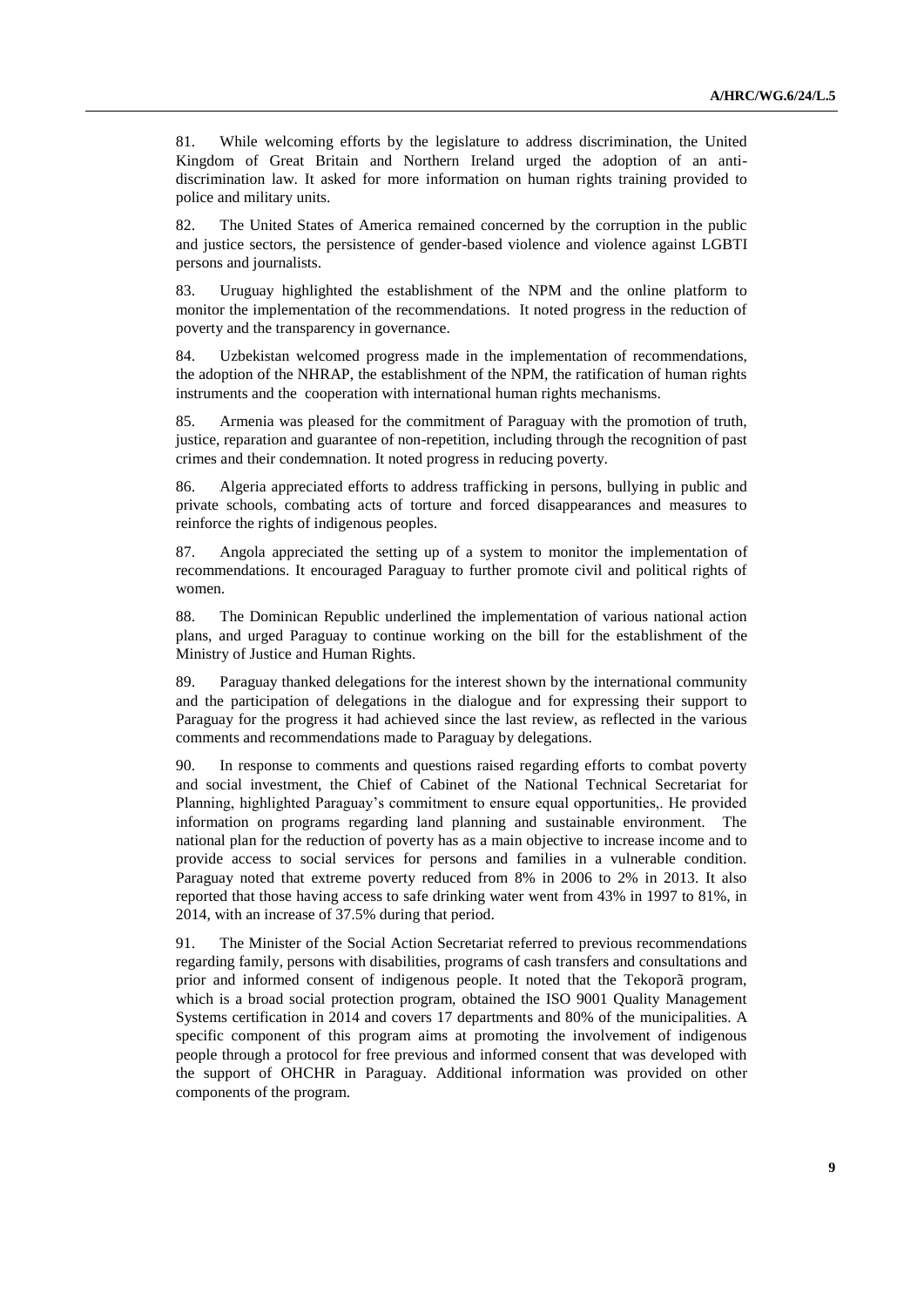81. While welcoming efforts by the legislature to address discrimination, the United Kingdom of Great Britain and Northern Ireland urged the adoption of an anti-discrimination law. It asked for more information on human rights training provided to police and military units.

82. The United States of America remained concerned by the corruption in the public and justice sectors, the persistence of gender-based violence and violence against LGBTI persons and journalists.

83. Uruguay highlighted the establishment of the NPM and the online platform to monitor the implementation of the recommendations. It noted progress in the reduction of poverty and the transparency in governance.

84. Uzbekistan welcomed progress made in the implementation of recommendations, the adoption of the NHRAP, the establishment of the NPM, the ratification of human rights instruments and the cooperation with international human rights mechanisms.

85. Armenia was pleased for the commitment of Paraguay with the promotion of truth, justice, reparation and guarantee of non-repetition, including through the recognition of past crimes and their condemnation. It noted progress in reducing poverty.

86. Algeria appreciated efforts to address trafficking in persons, bullying in public and private schools, combating acts of torture and forced disappearances and measures to reinforce the rights of indigenous peoples.

87. Angola appreciated the setting up of a system to monitor the implementation of recommendations. It encouraged Paraguay to further promote civil and political rights of women.

88. The Dominican Republic underlined the implementation of various national action plans, and urged Paraguay to continue working on the bill for the establishment of the Ministry of Justice and Human Rights.

89. Paraguay thanked delegations for the interest shown by the international community and the participation of delegations in the dialogue and for expressing their support to Paraguay for the progress it had achieved since the last review, as reflected in the various comments and recommendations made to Paraguay by delegations.

90. In response to comments and questions raised regarding efforts to combat poverty and social investment, the Chief of Cabinet of the National Technical Secretariat for Planning, highlighted Paraguay's commitment to ensure equal opportunities,. He provided information on programs regarding land planning and sustainable environment. The national plan for the reduction of poverty has as a main objective to increase income and to provide access to social services for persons and families in a vulnerable condition. Paraguay noted that extreme poverty reduced from 8% in 2006 to 2% in 2013. It also reported that those having access to safe drinking water went from 43% in 1997 to 81%, in 2014, with an increase of 37.5% during that period.

91. The Minister of the Social Action Secretariat referred to previous recommendations regarding family, persons with disabilities, programs of cash transfers and consultations and prior and informed consent of indigenous people. It noted that the Tekoporã program, which is a broad social protection program, obtained the ISO 9001 Quality Management Systems certification in 2014 and covers 17 departments and 80% of the municipalities. A specific component of this program aims at promoting the involvement of indigenous people through a protocol for free previous and informed consent that was developed with the support of OHCHR in Paraguay. Additional information was provided on other components of the program.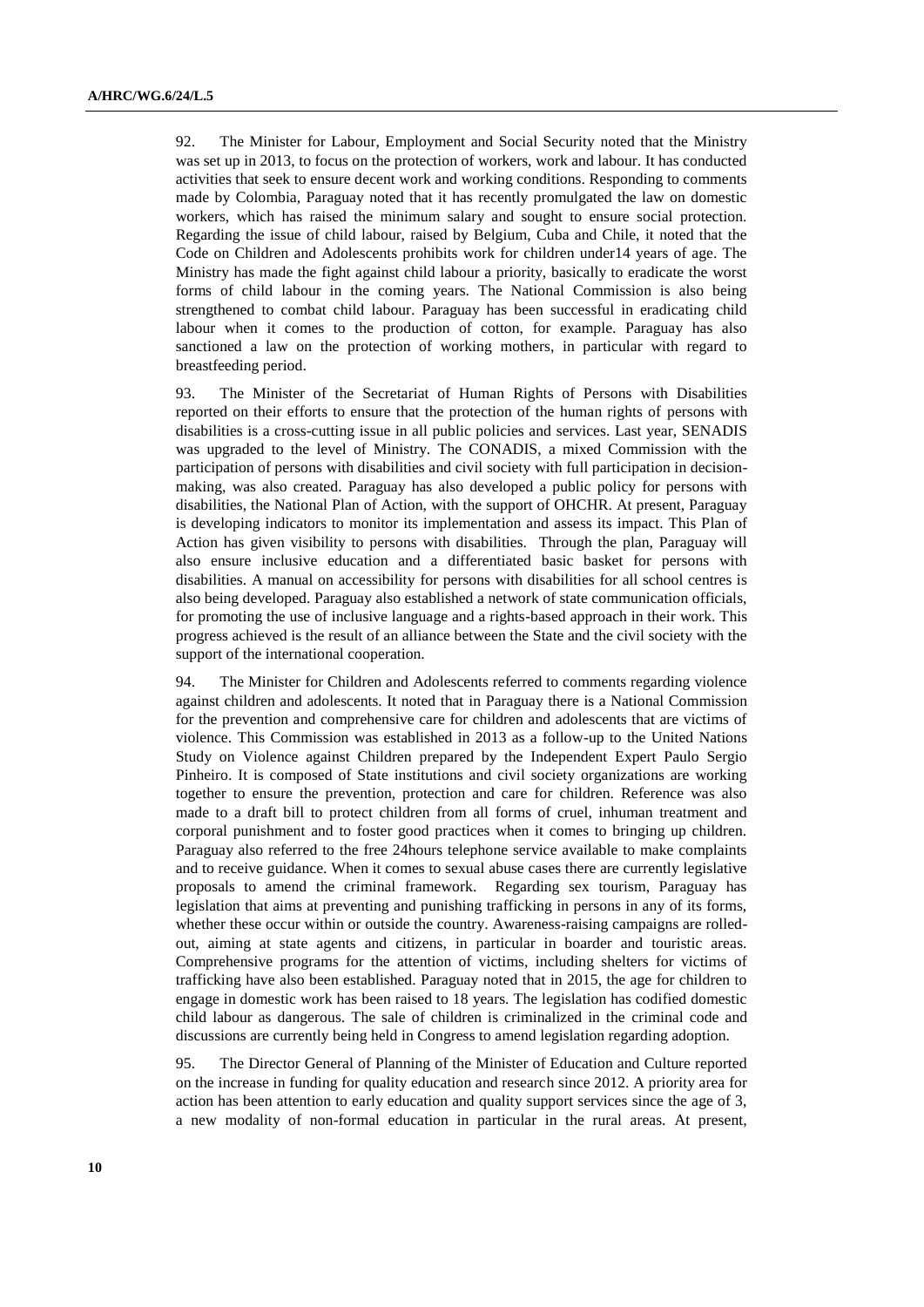92. The Minister for Labour, Employment and Social Security noted that the Ministry was set up in 2013, to focus on the protection of workers, work and labour. It has conducted activities that seek to ensure decent work and working conditions. Responding to comments made by Colombia, Paraguay noted that it has recently promulgated the law on domestic workers, which has raised the minimum salary and sought to ensure social protection. Regarding the issue of child labour, raised by Belgium, Cuba and Chile, it noted that the Code on Children and Adolescents prohibits work for children under14 years of age. The Ministry has made the fight against child labour a priority, basically to eradicate the worst forms of child labour in the coming years. The National Commission is also being strengthened to combat child labour. Paraguay has been successful in eradicating child labour when it comes to the production of cotton, for example. Paraguay has also sanctioned a law on the protection of working mothers, in particular with regard to breastfeeding period.

93. The Minister of the Secretariat of Human Rights of Persons with Disabilities reported on their efforts to ensure that the protection of the human rights of persons with disabilities is a cross-cutting issue in all public policies and services. Last year, SENADIS was upgraded to the level of Ministry. The CONADIS, a mixed Commission with the participation of persons with disabilities and civil society with full participation in decision-making, was also created. Paraguay has also developed a public policy for persons with disabilities, the National Plan of Action, with the support of OHCHR. At present, Paraguay is developing indicators to monitor its implementation and assess its impact. This Plan of Action has given visibility to persons with disabilities. Through the plan, Paraguay will also ensure inclusive education and a differentiated basic basket for persons with disabilities. A manual on accessibility for persons with disabilities for all school centres is also being developed. Paraguay also established a network of state communication officials, for promoting the use of inclusive language and a rights-based approach in their work. This progress achieved is the result of an alliance between the State and the civil society with the support of the international cooperation.

94. The Minister for Children and Adolescents referred to comments regarding violence against children and adolescents. It noted that in Paraguay there is a National Commission for the prevention and comprehensive care for children and adolescents that are victims of violence. This Commission was established in 2013 as a follow-up to the United Nations Study on Violence against Children prepared by the Independent Expert Paulo Sergio Pinheiro. It is composed of State institutions and civil society organizations are working together to ensure the prevention, protection and care for children. Reference was also made to a draft bill to protect children from all forms of cruel, inhuman treatment and corporal punishment and to foster good practices when it comes to bringing up children. Paraguay also referred to the free 24hours telephone service available to make complaints and to receive guidance. When it comes to sexual abuse cases there are currently legislative proposals to amend the criminal framework. Regarding sex tourism, Paraguay has legislation that aims at preventing and punishing trafficking in persons in any of its forms, whether these occur within or outside the country. Awareness-raising campaigns are rolled-out, aiming at state agents and citizens, in particular in boarder and touristic areas. Comprehensive programs for the attention of victims, including shelters for victims of trafficking have also been established. Paraguay noted that in 2015, the age for children to engage in domestic work has been raised to 18 years. The legislation has codified domestic child labour as dangerous. The sale of children is criminalized in the criminal code and discussions are currently being held in Congress to amend legislation regarding adoption.

95. The Director General of Planning of the Minister of Education and Culture reported on the increase in funding for quality education and research since 2012. A priority area for action has been attention to early education and quality support services since the age of 3, a new modality of non-formal education in particular in the rural areas. At present,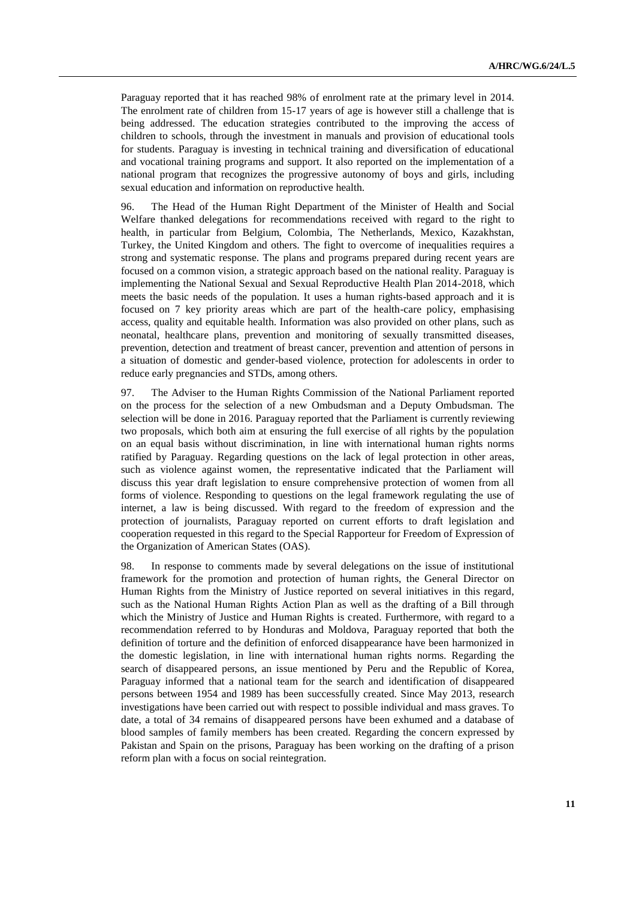Paraguay reported that it has reached 98% of enrolment rate at the primary level in 2014. The enrolment rate of children from 15-17 years of age is however still a challenge that is being addressed. The education strategies contributed to the improving the access of children to schools, through the investment in manuals and provision of educational tools for students. Paraguay is investing in technical training and diversification of educational and vocational training programs and support. It also reported on the implementation of a national program that recognizes the progressive autonomy of boys and girls, including sexual education and information on reproductive health.

96. The Head of the Human Right Department of the Minister of Health and Social Welfare thanked delegations for recommendations received with regard to the right to health, in particular from Belgium, Colombia, The Netherlands, Mexico, Kazakhstan, Turkey, the United Kingdom and others. The fight to overcome of inequalities requires a strong and systematic response. The plans and programs prepared during recent years are focused on a common vision, a strategic approach based on the national reality. Paraguay is implementing the National Sexual and Sexual Reproductive Health Plan 2014-2018, which meets the basic needs of the population. It uses a human rights-based approach and it is focused on 7 key priority areas which are part of the health-care policy, emphasising access, quality and equitable health. Information was also provided on other plans, such as neonatal, healthcare plans, prevention and monitoring of sexually transmitted diseases, prevention, detection and treatment of breast cancer, prevention and attention of persons in a situation of domestic and gender-based violence, protection for adolescents in order to reduce early pregnancies and STDs, among others.

97. The Adviser to the Human Rights Commission of the National Parliament reported on the process for the selection of a new Ombudsman and a Deputy Ombudsman. The selection will be done in 2016. Paraguay reported that the Parliament is currently reviewing two proposals, which both aim at ensuring the full exercise of all rights by the population on an equal basis without discrimination, in line with international human rights norms ratified by Paraguay. Regarding questions on the lack of legal protection in other areas, such as violence against women, the representative indicated that the Parliament will discuss this year draft legislation to ensure comprehensive protection of women from all forms of violence. Responding to questions on the legal framework regulating the use of internet, a law is being discussed. With regard to the freedom of expression and the protection of journalists, Paraguay reported on current efforts to draft legislation and cooperation requested in this regard to the Special Rapporteur for Freedom of Expression of the Organization of American States (OAS).

98. In response to comments made by several delegations on the issue of institutional framework for the promotion and protection of human rights, the General Director on Human Rights from the Ministry of Justice reported on several initiatives in this regard, such as the National Human Rights Action Plan as well as the drafting of a Bill through which the Ministry of Justice and Human Rights is created. Furthermore, with regard to a recommendation referred to by Honduras and Moldova, Paraguay reported that both the definition of torture and the definition of enforced disappearance have been harmonized in the domestic legislation, in line with international human rights norms. Regarding the search of disappeared persons, an issue mentioned by Peru and the Republic of Korea, Paraguay informed that a national team for the search and identification of disappeared persons between 1954 and 1989 has been successfully created. Since May 2013, research investigations have been carried out with respect to possible individual and mass graves. To date, a total of 34 remains of disappeared persons have been exhumed and a database of blood samples of family members has been created. Regarding the concern expressed by Pakistan and Spain on the prisons, Paraguay has been working on the drafting of a prison reform plan with a focus on social reintegration.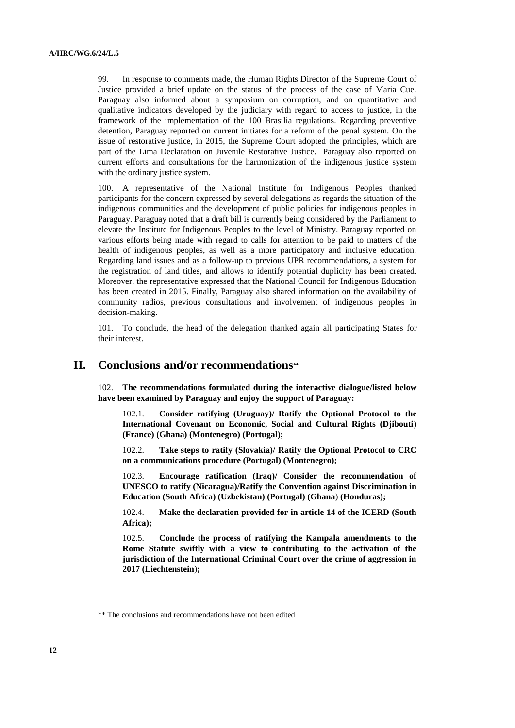99. In response to comments made, the Human Rights Director of the Supreme Court of Justice provided a brief update on the status of the process of the case of Maria Cue. Paraguay also informed about a symposium on corruption, and on quantitative and qualitative indicators developed by the judiciary with regard to access to justice, in the framework of the implementation of the 100 Brasilia regulations. Regarding preventive detention, Paraguay reported on current initiates for a reform of the penal system. On the issue of restorative justice, in 2015, the Supreme Court adopted the principles, which are part of the Lima Declaration on Juvenile Restorative Justice. Paraguay also reported on current efforts and consultations for the harmonization of the indigenous justice system with the ordinary justice system.

100. A representative of the National Institute for Indigenous Peoples thanked participants for the concern expressed by several delegations as regards the situation of the indigenous communities and the development of public policies for indigenous peoples in Paraguay. Paraguay noted that a draft bill is currently being considered by the Parliament to elevate the Institute for Indigenous Peoples to the level of Ministry. Paraguay reported on various efforts being made with regard to calls for attention to be paid to matters of the health of indigenous peoples, as well as a more participatory and inclusive education. Regarding land issues and as a follow-up to previous UPR recommendations, a system for the registration of land titles, and allows to identify potential duplicity has been created. Moreover, the representative expressed that the National Council for Indigenous Education has been created in 2015. Finally, Paraguay also shared information on the availability of community radios, previous consultations and involvement of indigenous peoples in decision-making.

101. To conclude, the head of the delegation thanked again all participating States for their interest.

## II. Conclusions and/or recommendations**

102. **The recommendations formulated during the interactive dialogue/listed below have been examined by Paraguay and enjoy the support of Paraguay:**

> 102.1. **Consider ratifying (Uruguay)/ Ratify the Optional Protocol to the International Covenant on Economic, Social and Cultural Rights (Djibouti) (France) (Ghana) (Montenegro) (Portugal);**
>
> 102.2. **Take steps to ratify (Slovakia)/ Ratify the Optional Protocol to CRC on a communications procedure (Portugal) (Montenegro);**
>
> 102.3. **Encourage ratification (Iraq)/ Consider the recommendation of UNESCO to ratify (Nicaragua)/Ratify the Convention against Discrimination in Education (South Africa) (Uzbekistan) (Portugal) (Ghana) (Honduras);**
>
> 102.4. **Make the declaration provided for in article 14 of the ICERD (South Africa);**
>
> 102.5. **Conclude the process of ratifying the Kampala amendments to the Rome Statute swiftly with a view to contributing to the activation of the jurisdiction of the International Criminal Court over the crime of aggression in 2017 (Liechtenstein);**

** The conclusions and recommendations have not been edited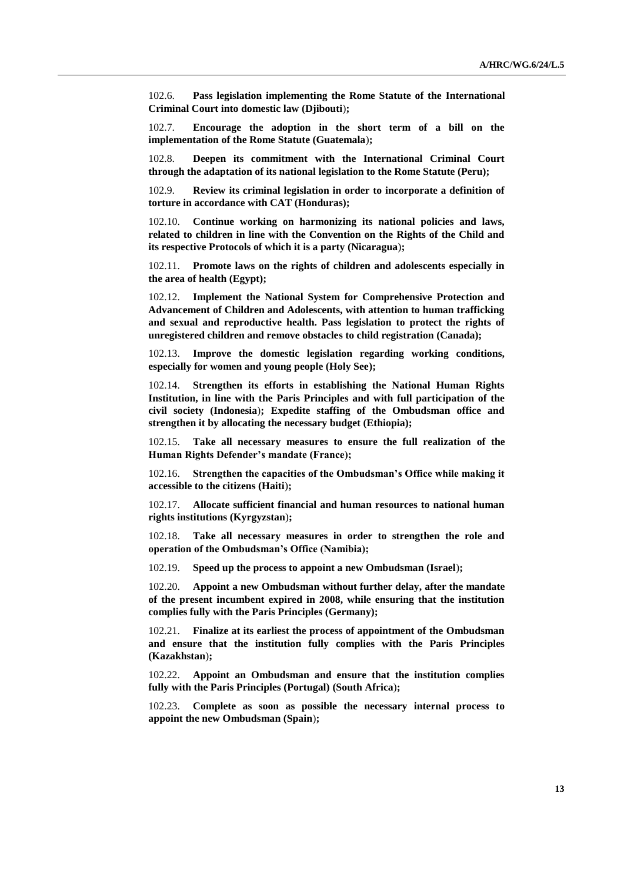102.6. **Pass legislation implementing the Rome Statute of the International Criminal Court into domestic law (Djibouti);**

102.7. **Encourage the adoption in the short term of a bill on the implementation of the Rome Statute (Guatemala);**

102.8. **Deepen its commitment with the International Criminal Court through the adaptation of its national legislation to the Rome Statute (Peru);**

102.9. **Review its criminal legislation in order to incorporate a definition of torture in accordance with CAT (Honduras);**

102.10. **Continue working on harmonizing its national policies and laws, related to children in line with the Convention on the Rights of the Child and its respective Protocols of which it is a party (Nicaragua);**

102.11. **Promote laws on the rights of children and adolescents especially in the area of health (Egypt);**

102.12. **Implement the National System for Comprehensive Protection and Advancement of Children and Adolescents, with attention to human trafficking and sexual and reproductive health. Pass legislation to protect the rights of unregistered children and remove obstacles to child registration (Canada);**

102.13. **Improve the domestic legislation regarding working conditions, especially for women and young people (Holy See);**

102.14. **Strengthen its efforts in establishing the National Human Rights Institution, in line with the Paris Principles and with full participation of the civil society (Indonesia); Expedite staffing of the Ombudsman office and strengthen it by allocating the necessary budget (Ethiopia);**

102.15. **Take all necessary measures to ensure the full realization of the Human Rights Defender's mandate (France);**

102.16. **Strengthen the capacities of the Ombudsman's Office while making it accessible to the citizens (Haiti);**

102.17. **Allocate sufficient financial and human resources to national human rights institutions (Kyrgyzstan);**

102.18. **Take all necessary measures in order to strengthen the role and operation of the Ombudsman's Office (Namibia);**

102.19. **Speed up the process to appoint a new Ombudsman (Israel);**

102.20. **Appoint a new Ombudsman without further delay, after the mandate of the present incumbent expired in 2008, while ensuring that the institution complies fully with the Paris Principles (Germany);**

102.21. **Finalize at its earliest the process of appointment of the Ombudsman and ensure that the institution fully complies with the Paris Principles (Kazakhstan);**

102.22. **Appoint an Ombudsman and ensure that the institution complies fully with the Paris Principles (Portugal) (South Africa);**

102.23. **Complete as soon as possible the necessary internal process to appoint the new Ombudsman (Spain);**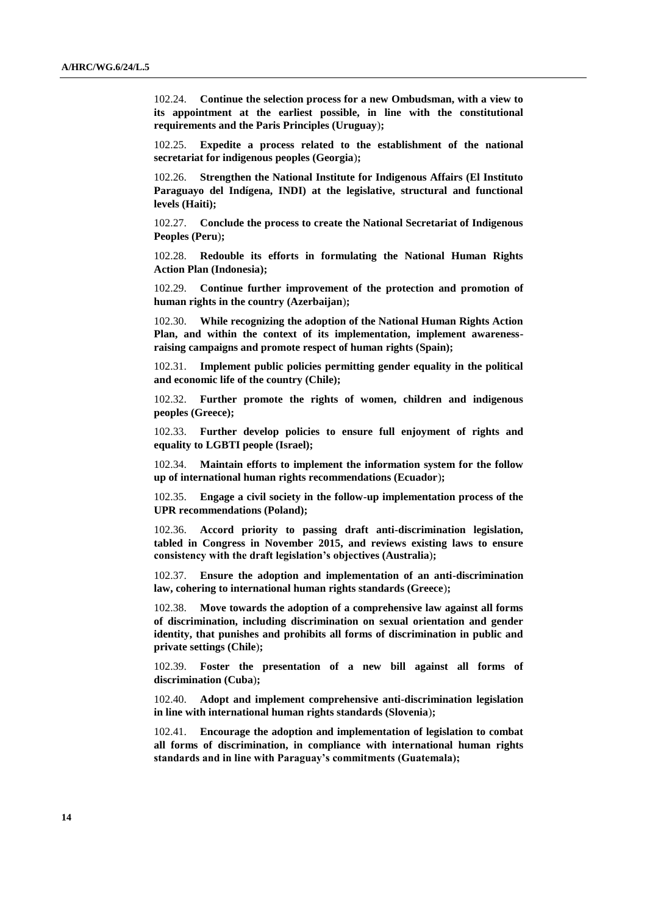102.24. **Continue the selection process for a new Ombudsman, with a view to its appointment at the earliest possible, in line with the constitutional requirements and the Paris Principles (Uruguay);**

102.25. **Expedite a process related to the establishment of the national secretariat for indigenous peoples (Georgia);**

102.26. **Strengthen the National Institute for Indigenous Affairs (El Instituto Paraguayo del Indígena, INDI) at the legislative, structural and functional levels (Haiti);**

102.27. **Conclude the process to create the National Secretariat of Indigenous Peoples (Peru);**

102.28. **Redouble its efforts in formulating the National Human Rights Action Plan (Indonesia);**

102.29. **Continue further improvement of the protection and promotion of human rights in the country (Azerbaijan);**

102.30. **While recognizing the adoption of the National Human Rights Action Plan, and within the context of its implementation, implement awareness-raising campaigns and promote respect of human rights (Spain);**

102.31. **Implement public policies permitting gender equality in the political and economic life of the country (Chile);**

102.32. **Further promote the rights of women, children and indigenous peoples (Greece);**

102.33. **Further develop policies to ensure full enjoyment of rights and equality to LGBTI people (Israel);**

102.34. **Maintain efforts to implement the information system for the follow up of international human rights recommendations (Ecuador);**

102.35. **Engage a civil society in the follow-up implementation process of the UPR recommendations (Poland);**

102.36. **Accord priority to passing draft anti-discrimination legislation, tabled in Congress in November 2015, and reviews existing laws to ensure consistency with the draft legislation's objectives (Australia);**

102.37. **Ensure the adoption and implementation of an anti-discrimination law, cohering to international human rights standards (Greece);**

102.38. **Move towards the adoption of a comprehensive law against all forms of discrimination, including discrimination on sexual orientation and gender identity, that punishes and prohibits all forms of discrimination in public and private settings (Chile);**

102.39. **Foster the presentation of a new bill against all forms of discrimination (Cuba);**

102.40. **Adopt and implement comprehensive anti-discrimination legislation in line with international human rights standards (Slovenia);**

102.41. **Encourage the adoption and implementation of legislation to combat all forms of discrimination, in compliance with international human rights standards and in line with Paraguay's commitments (Guatemala);**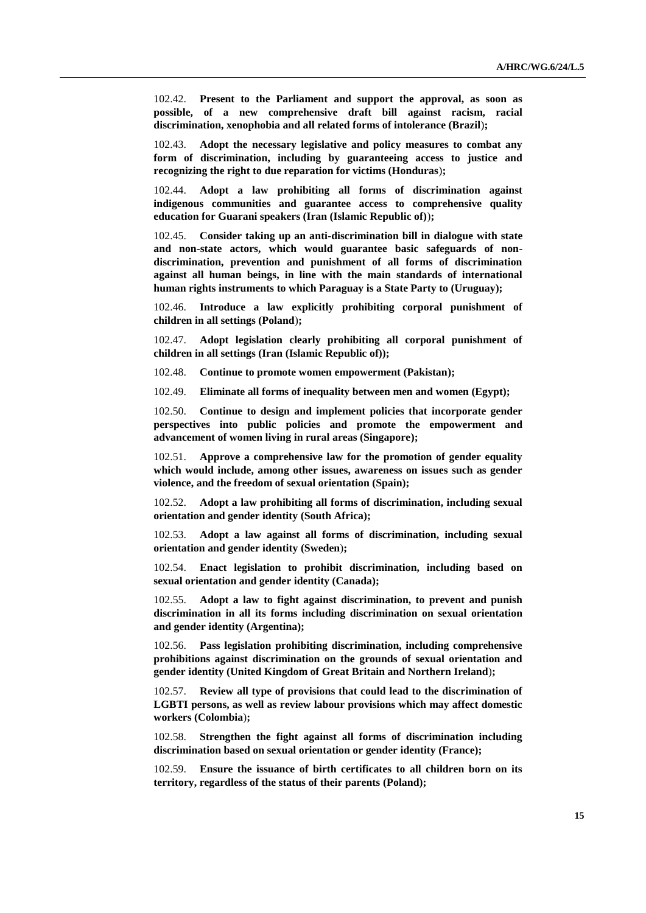102.42. **Present to the Parliament and support the approval, as soon as possible, of a new comprehensive draft bill against racism, racial discrimination, xenophobia and all related forms of intolerance (Brazil);**

102.43. **Adopt the necessary legislative and policy measures to combat any form of discrimination, including by guaranteeing access to justice and recognizing the right to due reparation for victims (Honduras);**

102.44. **Adopt a law prohibiting all forms of discrimination against indigenous communities and guarantee access to comprehensive quality education for Guarani speakers (Iran (Islamic Republic of));**

102.45. **Consider taking up an anti-discrimination bill in dialogue with state and non-state actors, which would guarantee basic safeguards of non-discrimination, prevention and punishment of all forms of discrimination against all human beings, in line with the main standards of international human rights instruments to which Paraguay is a State Party to (Uruguay);**

102.46. **Introduce a law explicitly prohibiting corporal punishment of children in all settings (Poland);**

102.47. **Adopt legislation clearly prohibiting all corporal punishment of children in all settings (Iran (Islamic Republic of));**

102.48. **Continue to promote women empowerment (Pakistan);**

102.49. **Eliminate all forms of inequality between men and women (Egypt);**

102.50. **Continue to design and implement policies that incorporate gender perspectives into public policies and promote the empowerment and advancement of women living in rural areas (Singapore);**

102.51. **Approve a comprehensive law for the promotion of gender equality which would include, among other issues, awareness on issues such as gender violence, and the freedom of sexual orientation (Spain);**

102.52. **Adopt a law prohibiting all forms of discrimination, including sexual orientation and gender identity (South Africa);**

102.53. **Adopt a law against all forms of discrimination, including sexual orientation and gender identity (Sweden);**

102.54. **Enact legislation to prohibit discrimination, including based on sexual orientation and gender identity (Canada);**

102.55. **Adopt a law to fight against discrimination, to prevent and punish discrimination in all its forms including discrimination on sexual orientation and gender identity (Argentina);**

102.56. **Pass legislation prohibiting discrimination, including comprehensive prohibitions against discrimination on the grounds of sexual orientation and gender identity (United Kingdom of Great Britain and Northern Ireland);**

102.57. **Review all type of provisions that could lead to the discrimination of LGBTI persons, as well as review labour provisions which may affect domestic workers (Colombia);**

102.58. **Strengthen the fight against all forms of discrimination including discrimination based on sexual orientation or gender identity (France);**

102.59. **Ensure the issuance of birth certificates to all children born on its territory, regardless of the status of their parents (Poland);**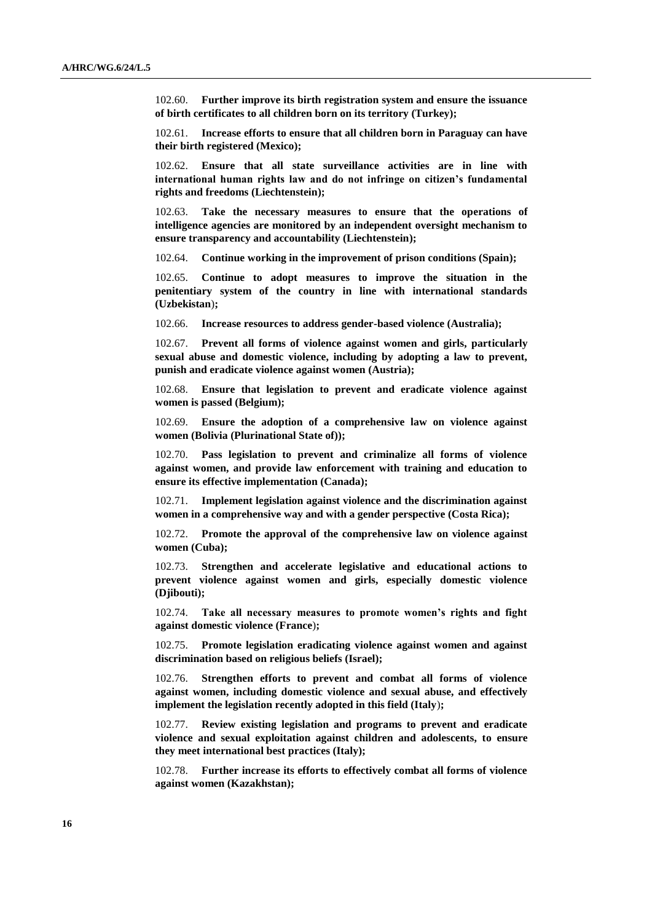102.60. **Further improve its birth registration system and ensure the issuance of birth certificates to all children born on its territory (Turkey);**

102.61. **Increase efforts to ensure that all children born in Paraguay can have their birth registered (Mexico);**

102.62. **Ensure that all state surveillance activities are in line with international human rights law and do not infringe on citizen's fundamental rights and freedoms (Liechtenstein);**

102.63. **Take the necessary measures to ensure that the operations of intelligence agencies are monitored by an independent oversight mechanism to ensure transparency and accountability (Liechtenstein);**

102.64. **Continue working in the improvement of prison conditions (Spain);**

102.65. **Continue to adopt measures to improve the situation in the penitentiary system of the country in line with international standards (Uzbekistan);**

102.66. **Increase resources to address gender-based violence (Australia);**

102.67. **Prevent all forms of violence against women and girls, particularly sexual abuse and domestic violence, including by adopting a law to prevent, punish and eradicate violence against women (Austria);**

102.68. **Ensure that legislation to prevent and eradicate violence against women is passed (Belgium);**

102.69. **Ensure the adoption of a comprehensive law on violence against women (Bolivia (Plurinational State of));**

102.70. **Pass legislation to prevent and criminalize all forms of violence against women, and provide law enforcement with training and education to ensure its effective implementation (Canada);**

102.71. **Implement legislation against violence and the discrimination against women in a comprehensive way and with a gender perspective (Costa Rica);**

102.72. **Promote the approval of the comprehensive law on violence against women (Cuba);**

102.73. **Strengthen and accelerate legislative and educational actions to prevent violence against women and girls, especially domestic violence (Djibouti);**

102.74. **Take all necessary measures to promote women's rights and fight against domestic violence (France);**

102.75. **Promote legislation eradicating violence against women and against discrimination based on religious beliefs (Israel);**

102.76. **Strengthen efforts to prevent and combat all forms of violence against women, including domestic violence and sexual abuse, and effectively implement the legislation recently adopted in this field (Italy);**

102.77. **Review existing legislation and programs to prevent and eradicate violence and sexual exploitation against children and adolescents, to ensure they meet international best practices (Italy);**

102.78. **Further increase its efforts to effectively combat all forms of violence against women (Kazakhstan);**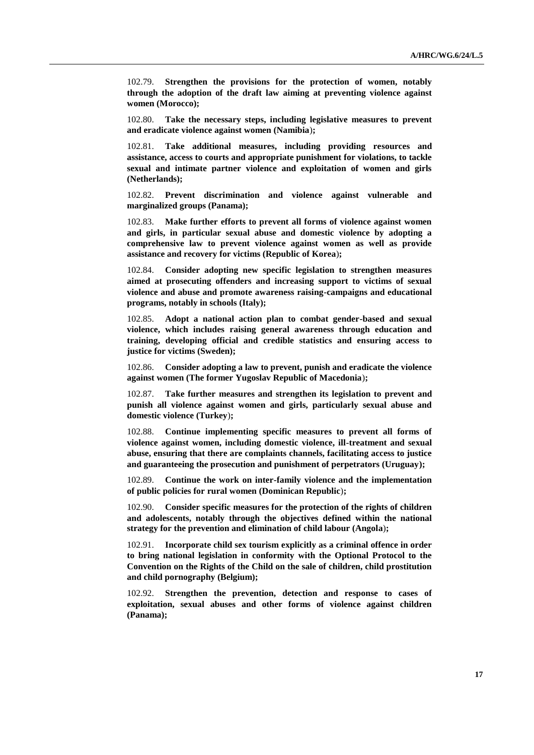102.79. **Strengthen the provisions for the protection of women, notably through the adoption of the draft law aiming at preventing violence against women (Morocco);**

102.80. **Take the necessary steps, including legislative measures to prevent and eradicate violence against women (Namibia);**

102.81. **Take additional measures, including providing resources and assistance, access to courts and appropriate punishment for violations, to tackle sexual and intimate partner violence and exploitation of women and girls (Netherlands);**

102.82. **Prevent discrimination and violence against vulnerable and marginalized groups (Panama);**

102.83. **Make further efforts to prevent all forms of violence against women and girls, in particular sexual abuse and domestic violence by adopting a comprehensive law to prevent violence against women as well as provide assistance and recovery for victims (Republic of Korea);**

102.84. **Consider adopting new specific legislation to strengthen measures aimed at prosecuting offenders and increasing support to victims of sexual violence and abuse and promote awareness raising-campaigns and educational programs, notably in schools (Italy);**

102.85. **Adopt a national action plan to combat gender-based and sexual violence, which includes raising general awareness through education and training, developing official and credible statistics and ensuring access to justice for victims (Sweden);**

102.86. **Consider adopting a law to prevent, punish and eradicate the violence against women (The former Yugoslav Republic of Macedonia);**

102.87. **Take further measures and strengthen its legislation to prevent and punish all violence against women and girls, particularly sexual abuse and domestic violence (Turkey);**

102.88. **Continue implementing specific measures to prevent all forms of violence against women, including domestic violence, ill-treatment and sexual abuse, ensuring that there are complaints channels, facilitating access to justice and guaranteeing the prosecution and punishment of perpetrators (Uruguay);**

102.89. **Continue the work on inter-family violence and the implementation of public policies for rural women (Dominican Republic);**

102.90. **Consider specific measures for the protection of the rights of children and adolescents, notably through the objectives defined within the national strategy for the prevention and elimination of child labour (Angola);**

102.91. **Incorporate child sex tourism explicitly as a criminal offence in order to bring national legislation in conformity with the Optional Protocol to the Convention on the Rights of the Child on the sale of children, child prostitution and child pornography (Belgium);**

102.92. **Strengthen the prevention, detection and response to cases of exploitation, sexual abuses and other forms of violence against children (Panama);**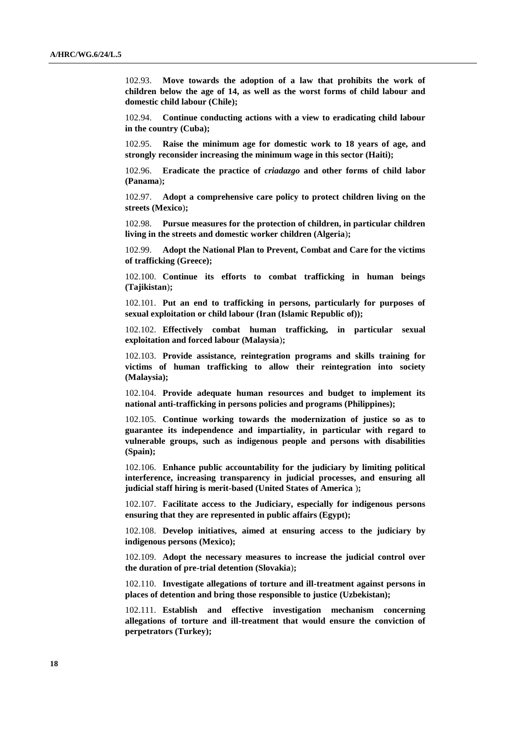102.93. **Move towards the adoption of a law that prohibits the work of children below the age of 14, as well as the worst forms of child labour and domestic child labour (Chile);**

102.94. **Continue conducting actions with a view to eradicating child labour in the country (Cuba);**

102.95. **Raise the minimum age for domestic work to 18 years of age, and strongly reconsider increasing the minimum wage in this sector (Haiti);**

102.96. **Eradicate the practice of *criadazgo* and other forms of child labor (Panama);**

102.97. **Adopt a comprehensive care policy to protect children living on the streets (Mexico);**

102.98. **Pursue measures for the protection of children, in particular children living in the streets and domestic worker children (Algeria);**

102.99. **Adopt the National Plan to Prevent, Combat and Care for the victims of trafficking (Greece);**

102.100. **Continue its efforts to combat trafficking in human beings (Tajikistan);**

102.101. **Put an end to trafficking in persons, particularly for purposes of sexual exploitation or child labour (Iran (Islamic Republic of));**

102.102. **Effectively combat human trafficking, in particular sexual exploitation and forced labour (Malaysia);**

102.103. **Provide assistance, reintegration programs and skills training for victims of human trafficking to allow their reintegration into society (Malaysia);**

102.104. **Provide adequate human resources and budget to implement its national anti-trafficking in persons policies and programs (Philippines);**

102.105. **Continue working towards the modernization of justice so as to guarantee its independence and impartiality, in particular with regard to vulnerable groups, such as indigenous people and persons with disabilities (Spain);**

102.106. **Enhance public accountability for the judiciary by limiting political interference, increasing transparency in judicial processes, and ensuring all judicial staff hiring is merit-based (United States of America );**

102.107. **Facilitate access to the Judiciary, especially for indigenous persons ensuring that they are represented in public affairs (Egypt);**

102.108. **Develop initiatives, aimed at ensuring access to the judiciary by indigenous persons (Mexico);**

102.109. **Adopt the necessary measures to increase the judicial control over the duration of pre-trial detention (Slovakia);**

102.110. **Investigate allegations of torture and ill-treatment against persons in places of detention and bring those responsible to justice (Uzbekistan);**

102.111. **Establish and effective investigation mechanism concerning allegations of torture and ill-treatment that would ensure the conviction of perpetrators (Turkey);**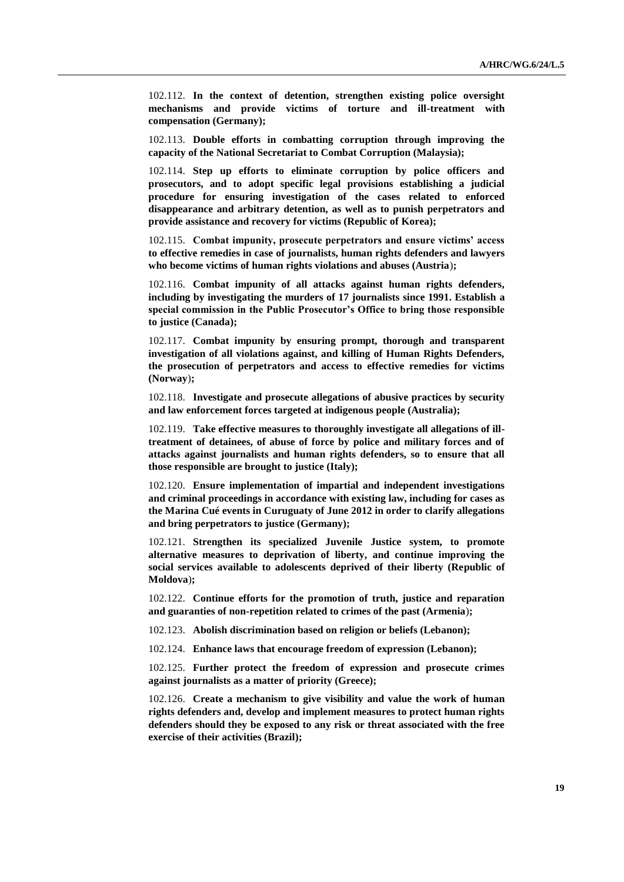102.112. **In the context of detention, strengthen existing police oversight mechanisms and provide victims of torture and ill-treatment with compensation (Germany);**

102.113. **Double efforts in combatting corruption through improving the capacity of the National Secretariat to Combat Corruption (Malaysia);**

102.114. **Step up efforts to eliminate corruption by police officers and prosecutors, and to adopt specific legal provisions establishing a judicial procedure for ensuring investigation of the cases related to enforced disappearance and arbitrary detention, as well as to punish perpetrators and provide assistance and recovery for victims (Republic of Korea);**

102.115. **Combat impunity, prosecute perpetrators and ensure victims' access to effective remedies in case of journalists, human rights defenders and lawyers who become victims of human rights violations and abuses (Austria);**

102.116. **Combat impunity of all attacks against human rights defenders, including by investigating the murders of 17 journalists since 1991. Establish a special commission in the Public Prosecutor's Office to bring those responsible to justice (Canada);**

102.117. **Combat impunity by ensuring prompt, thorough and transparent investigation of all violations against, and killing of Human Rights Defenders, the prosecution of perpetrators and access to effective remedies for victims (Norway);**

102.118. **Investigate and prosecute allegations of abusive practices by security and law enforcement forces targeted at indigenous people (Australia);**

102.119. **Take effective measures to thoroughly investigate all allegations of ill-treatment of detainees, of abuse of force by police and military forces and of attacks against journalists and human rights defenders, so to ensure that all those responsible are brought to justice (Italy);**

102.120. **Ensure implementation of impartial and independent investigations and criminal proceedings in accordance with existing law, including for cases as the Marina Cué events in Curuguaty of June 2012 in order to clarify allegations and bring perpetrators to justice (Germany);**

102.121. **Strengthen its specialized Juvenile Justice system, to promote alternative measures to deprivation of liberty, and continue improving the social services available to adolescents deprived of their liberty (Republic of Moldova);**

102.122. **Continue efforts for the promotion of truth, justice and reparation and guaranties of non-repetition related to crimes of the past (Armenia);**

102.123. **Abolish discrimination based on religion or beliefs (Lebanon);**

102.124. **Enhance laws that encourage freedom of expression (Lebanon);**

102.125. **Further protect the freedom of expression and prosecute crimes against journalists as a matter of priority (Greece);**

102.126. **Create a mechanism to give visibility and value the work of human rights defenders and, develop and implement measures to protect human rights defenders should they be exposed to any risk or threat associated with the free exercise of their activities (Brazil);**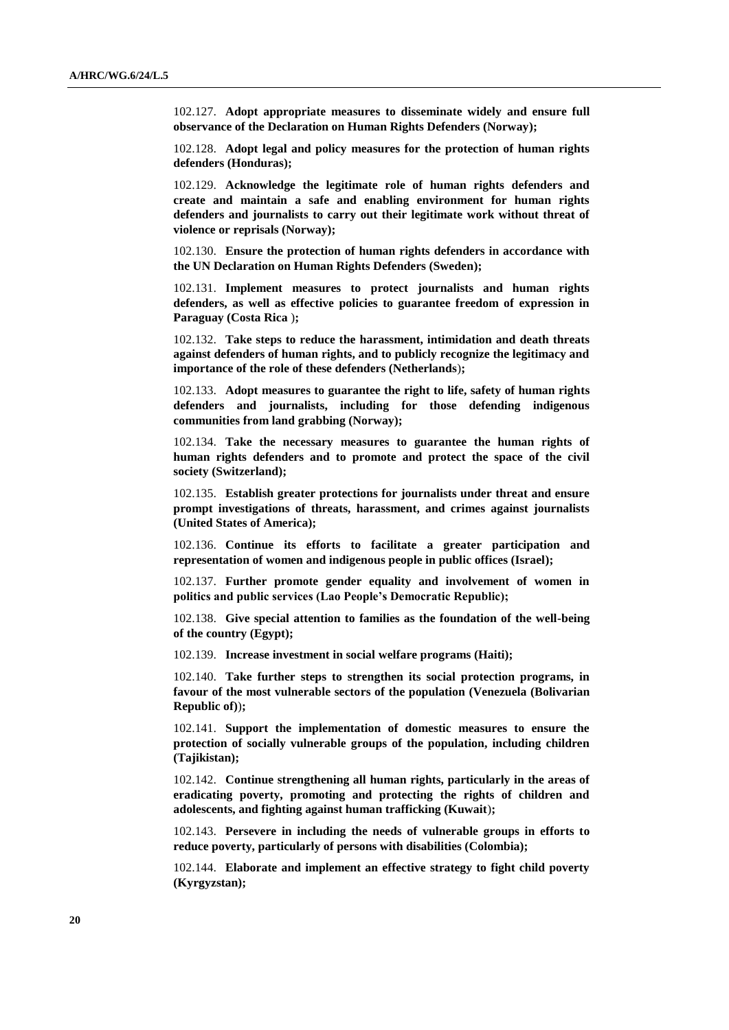102.127. **Adopt appropriate measures to disseminate widely and ensure full observance of the Declaration on Human Rights Defenders (Norway);**

102.128. **Adopt legal and policy measures for the protection of human rights defenders (Honduras);**

102.129. **Acknowledge the legitimate role of human rights defenders and create and maintain a safe and enabling environment for human rights defenders and journalists to carry out their legitimate work without threat of violence or reprisals (Norway);**

102.130. **Ensure the protection of human rights defenders in accordance with the UN Declaration on Human Rights Defenders (Sweden);**

102.131. **Implement measures to protect journalists and human rights defenders, as well as effective policies to guarantee freedom of expression in Paraguay (Costa Rica );**

102.132. **Take steps to reduce the harassment, intimidation and death threats against defenders of human rights, and to publicly recognize the legitimacy and importance of the role of these defenders (Netherlands);**

102.133. **Adopt measures to guarantee the right to life, safety of human rights defenders and journalists, including for those defending indigenous communities from land grabbing (Norway);**

102.134. **Take the necessary measures to guarantee the human rights of human rights defenders and to promote and protect the space of the civil society (Switzerland);**

102.135. **Establish greater protections for journalists under threat and ensure prompt investigations of threats, harassment, and crimes against journalists (United States of America);**

102.136. **Continue its efforts to facilitate a greater participation and representation of women and indigenous people in public offices (Israel);**

102.137. **Further promote gender equality and involvement of women in politics and public services (Lao People's Democratic Republic);**

102.138. **Give special attention to families as the foundation of the well-being of the country (Egypt);**

102.139. **Increase investment in social welfare programs (Haiti);**

102.140. **Take further steps to strengthen its social protection programs, in favour of the most vulnerable sectors of the population (Venezuela (Bolivarian Republic of));**

102.141. **Support the implementation of domestic measures to ensure the protection of socially vulnerable groups of the population, including children (Tajikistan);**

102.142. **Continue strengthening all human rights, particularly in the areas of eradicating poverty, promoting and protecting the rights of children and adolescents, and fighting against human trafficking (Kuwait);**

102.143. **Persevere in including the needs of vulnerable groups in efforts to reduce poverty, particularly of persons with disabilities (Colombia);**

102.144. **Elaborate and implement an effective strategy to fight child poverty (Kyrgyzstan);**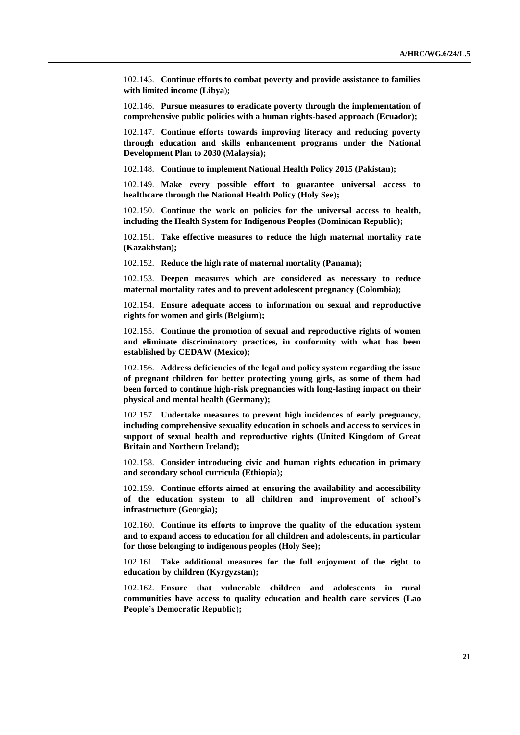102.145. **Continue efforts to combat poverty and provide assistance to families with limited income (Libya);**

102.146. **Pursue measures to eradicate poverty through the implementation of comprehensive public policies with a human rights-based approach (Ecuador);**

102.147. **Continue efforts towards improving literacy and reducing poverty through education and skills enhancement programs under the National Development Plan to 2030 (Malaysia);**

102.148. **Continue to implement National Health Policy 2015 (Pakistan);**

102.149. **Make every possible effort to guarantee universal access to healthcare through the National Health Policy (Holy See);**

102.150. **Continue the work on policies for the universal access to health, including the Health System for Indigenous Peoples (Dominican Republic);**

102.151. **Take effective measures to reduce the high maternal mortality rate (Kazakhstan);**

102.152. **Reduce the high rate of maternal mortality (Panama);**

102.153. **Deepen measures which are considered as necessary to reduce maternal mortality rates and to prevent adolescent pregnancy (Colombia);**

102.154. **Ensure adequate access to information on sexual and reproductive rights for women and girls (Belgium);**

102.155. **Continue the promotion of sexual and reproductive rights of women and eliminate discriminatory practices, in conformity with what has been established by CEDAW (Mexico);**

102.156. **Address deficiencies of the legal and policy system regarding the issue of pregnant children for better protecting young girls, as some of them had been forced to continue high-risk pregnancies with long-lasting impact on their physical and mental health (Germany);**

102.157. **Undertake measures to prevent high incidences of early pregnancy, including comprehensive sexuality education in schools and access to services in support of sexual health and reproductive rights (United Kingdom of Great Britain and Northern Ireland);**

102.158. **Consider introducing civic and human rights education in primary and secondary school curricula (Ethiopia);**

102.159. **Continue efforts aimed at ensuring the availability and accessibility of the education system to all children and improvement of school's infrastructure (Georgia);**

102.160. **Continue its efforts to improve the quality of the education system and to expand access to education for all children and adolescents, in particular for those belonging to indigenous peoples (Holy See);**

102.161. **Take additional measures for the full enjoyment of the right to education by children (Kyrgyzstan);**

102.162. **Ensure that vulnerable children and adolescents in rural communities have access to quality education and health care services (Lao People's Democratic Republic);**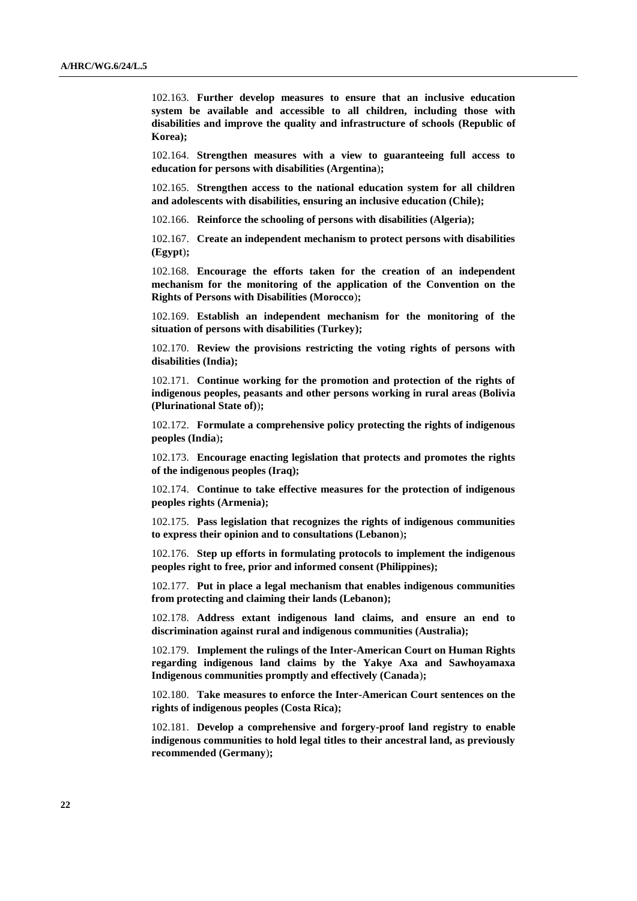102.163. **Further develop measures to ensure that an inclusive education system be available and accessible to all children, including those with disabilities and improve the quality and infrastructure of schools (Republic of Korea);**

102.164. **Strengthen measures with a view to guaranteeing full access to education for persons with disabilities (Argentina);**

102.165. **Strengthen access to the national education system for all children and adolescents with disabilities, ensuring an inclusive education (Chile);**

102.166. **Reinforce the schooling of persons with disabilities (Algeria);**

102.167. **Create an independent mechanism to protect persons with disabilities (Egypt);**

102.168. **Encourage the efforts taken for the creation of an independent mechanism for the monitoring of the application of the Convention on the Rights of Persons with Disabilities (Morocco);**

102.169. **Establish an independent mechanism for the monitoring of the situation of persons with disabilities (Turkey);**

102.170. **Review the provisions restricting the voting rights of persons with disabilities (India);**

102.171. **Continue working for the promotion and protection of the rights of indigenous peoples, peasants and other persons working in rural areas (Bolivia (Plurinational State of));**

102.172. **Formulate a comprehensive policy protecting the rights of indigenous peoples (India);**

102.173. **Encourage enacting legislation that protects and promotes the rights of the indigenous peoples (Iraq);**

102.174. **Continue to take effective measures for the protection of indigenous peoples rights (Armenia);**

102.175. **Pass legislation that recognizes the rights of indigenous communities to express their opinion and to consultations (Lebanon);**

102.176. **Step up efforts in formulating protocols to implement the indigenous peoples right to free, prior and informed consent (Philippines);**

102.177. **Put in place a legal mechanism that enables indigenous communities from protecting and claiming their lands (Lebanon);**

102.178. **Address extant indigenous land claims, and ensure an end to discrimination against rural and indigenous communities (Australia);**

102.179. **Implement the rulings of the Inter-American Court on Human Rights regarding indigenous land claims by the Yakye Axa and Sawhoyamaxa Indigenous communities promptly and effectively (Canada);**

102.180. **Take measures to enforce the Inter-American Court sentences on the rights of indigenous peoples (Costa Rica);**

102.181. **Develop a comprehensive and forgery-proof land registry to enable indigenous communities to hold legal titles to their ancestral land, as previously recommended (Germany);**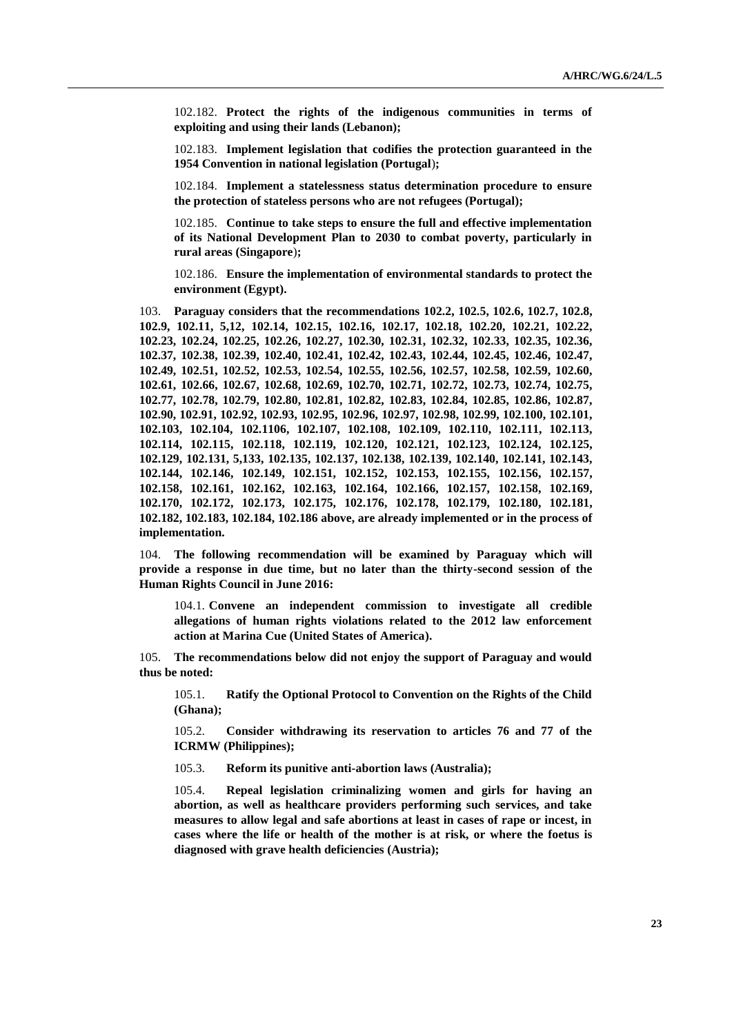102.182. **Protect the rights of the indigenous communities in terms of exploiting and using their lands (Lebanon);**

102.183. **Implement legislation that codifies the protection guaranteed in the 1954 Convention in national legislation (Portugal);**

102.184. **Implement a statelessness status determination procedure to ensure the protection of stateless persons who are not refugees (Portugal);**

102.185. **Continue to take steps to ensure the full and effective implementation of its National Development Plan to 2030 to combat poverty, particularly in rural areas (Singapore);**

102.186. **Ensure the implementation of environmental standards to protect the environment (Egypt).**

103. **Paraguay considers that the recommendations 102.2, 102.5, 102.6, 102.7, 102.8, 102.9, 102.11, 5,12, 102.14, 102.15, 102.16, 102.17, 102.18, 102.20, 102.21, 102.22, 102.23, 102.24, 102.25, 102.26, 102.27, 102.30, 102.31, 102.32, 102.33, 102.35, 102.36, 102.37, 102.38, 102.39, 102.40, 102.41, 102.42, 102.43, 102.44, 102.45, 102.46, 102.47, 102.49, 102.51, 102.52, 102.53, 102.54, 102.55, 102.56, 102.57, 102.58, 102.59, 102.60, 102.61, 102.66, 102.67, 102.68, 102.69, 102.70, 102.71, 102.72, 102.73, 102.74, 102.75, 102.77, 102.78, 102.79, 102.80, 102.81, 102.82, 102.83, 102.84, 102.85, 102.86, 102.87, 102.90, 102.91, 102.92, 102.93, 102.95, 102.96, 102.97, 102.98, 102.99, 102.100, 102.101, 102.103, 102.104, 102.1106, 102.107, 102.108, 102.109, 102.110, 102.111, 102.113, 102.114, 102.115, 102.118, 102.119, 102.120, 102.121, 102.123, 102.124, 102.125, 102.129, 102.131, 5,133, 102.135, 102.137, 102.138, 102.139, 102.140, 102.141, 102.143, 102.144, 102.146, 102.149, 102.151, 102.152, 102.153, 102.155, 102.156, 102.157, 102.158, 102.161, 102.162, 102.163, 102.164, 102.166, 102.157, 102.158, 102.169, 102.170, 102.172, 102.173, 102.175, 102.176, 102.178, 102.179, 102.180, 102.181, 102.182, 102.183, 102.184, 102.186 above, are already implemented or in the process of implementation.**

104. **The following recommendation will be examined by Paraguay which will provide a response in due time, but no later than the thirty-second session of the Human Rights Council in June 2016:**

104.1. **Convene an independent commission to investigate all credible allegations of human rights violations related to the 2012 law enforcement action at Marina Cue (United States of America).**

105. **The recommendations below did not enjoy the support of Paraguay and would thus be noted:**

105.1. **Ratify the Optional Protocol to Convention on the Rights of the Child (Ghana);**

105.2. **Consider withdrawing its reservation to articles 76 and 77 of the ICRMW (Philippines);**

105.3. **Reform its punitive anti-abortion laws (Australia);**

105.4. **Repeal legislation criminalizing women and girls for having an abortion, as well as healthcare providers performing such services, and take measures to allow legal and safe abortions at least in cases of rape or incest, in cases where the life or health of the mother is at risk, or where the foetus is diagnosed with grave health deficiencies (Austria);**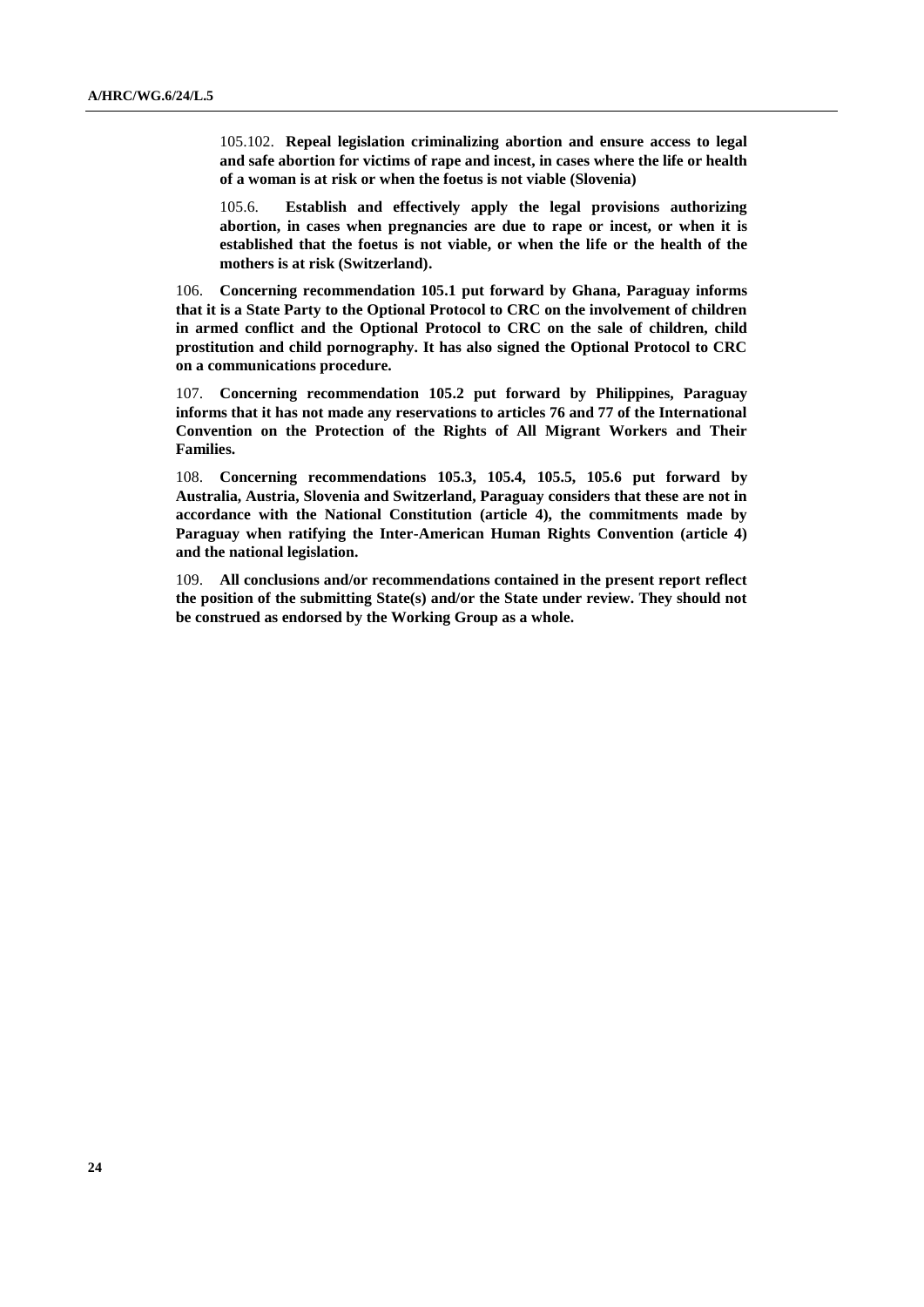105.102. **Repeal legislation criminalizing abortion and ensure access to legal and safe abortion for victims of rape and incest, in cases where the life or health of a woman is at risk or when the foetus is not viable (Slovenia)**

105.6. **Establish and effectively apply the legal provisions authorizing abortion, in cases when pregnancies are due to rape or incest, or when it is established that the foetus is not viable, or when the life or the health of the mothers is at risk (Switzerland).**

106. **Concerning recommendation 105.1 put forward by Ghana, Paraguay informs that it is a State Party to the Optional Protocol to CRC on the involvement of children in armed conflict and the Optional Protocol to CRC on the sale of children, child prostitution and child pornography. It has also signed the Optional Protocol to CRC on a communications procedure.**

107. **Concerning recommendation 105.2 put forward by Philippines, Paraguay informs that it has not made any reservations to articles 76 and 77 of the International Convention on the Protection of the Rights of All Migrant Workers and Their Families.**

108. **Concerning recommendations 105.3, 105.4, 105.5, 105.6 put forward by Australia, Austria, Slovenia and Switzerland, Paraguay considers that these are not in accordance with the National Constitution (article 4), the commitments made by Paraguay when ratifying the Inter-American Human Rights Convention (article 4) and the national legislation.**

109. **All conclusions and/or recommendations contained in the present report reflect the position of the submitting State(s) and/or the State under review. They should not be construed as endorsed by the Working Group as a whole.**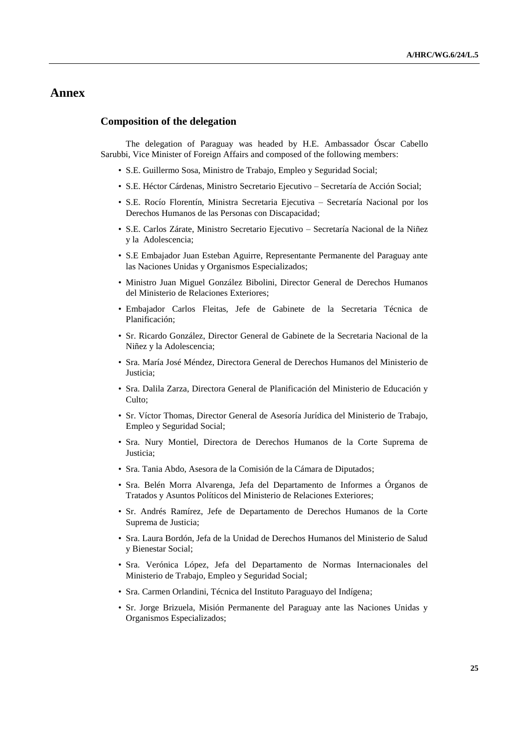# Annex

## Composition of the delegation

The delegation of Paraguay was headed by H.E. Ambassador Óscar Cabello Sarubbi, Vice Minister of Foreign Affairs and composed of the following members:

- S.E. Guillermo Sosa, Ministro de Trabajo, Empleo y Seguridad Social;
- S.E. Héctor Cárdenas, Ministro Secretario Ejecutivo – Secretaría de Acción Social;
- S.E. Rocío Florentín, Ministra Secretaria Ejecutiva – Secretaría Nacional por los Derechos Humanos de las Personas con Discapacidad;
- S.E. Carlos Zárate, Ministro Secretario Ejecutivo – Secretaría Nacional de la Niñez y la Adolescencia;
- S.E Embajador Juan Esteban Aguirre, Representante Permanente del Paraguay ante las Naciones Unidas y Organismos Especializados;
- Ministro Juan Miguel González Bibolini, Director General de Derechos Humanos del Ministerio de Relaciones Exteriores;
- Embajador Carlos Fleitas, Jefe de Gabinete de la Secretaria Técnica de Planificación;
- Sr. Ricardo González, Director General de Gabinete de la Secretaria Nacional de la Niñez y la Adolescencia;
- Sra. María José Méndez, Directora General de Derechos Humanos del Ministerio de Justicia;
- Sra. Dalila Zarza, Directora General de Planificación del Ministerio de Educación y Culto;
- Sr. Víctor Thomas, Director General de Asesoría Jurídica del Ministerio de Trabajo, Empleo y Seguridad Social;
- Sra. Nury Montiel, Directora de Derechos Humanos de la Corte Suprema de Justicia;
- Sra. Tania Abdo, Asesora de la Comisión de la Cámara de Diputados;
- Sra. Belén Morra Alvarenga, Jefa del Departamento de Informes a Órganos de Tratados y Asuntos Políticos del Ministerio de Relaciones Exteriores;
- Sr. Andrés Ramírez, Jefe de Departamento de Derechos Humanos de la Corte Suprema de Justicia;
- Sra. Laura Bordón, Jefa de la Unidad de Derechos Humanos del Ministerio de Salud y Bienestar Social;
- Sra. Verónica López, Jefa del Departamento de Normas Internacionales del Ministerio de Trabajo, Empleo y Seguridad Social;
- Sra. Carmen Orlandini, Técnica del Instituto Paraguayo del Indígena;
- Sr. Jorge Brizuela, Misión Permanente del Paraguay ante las Naciones Unidas y Organismos Especializados;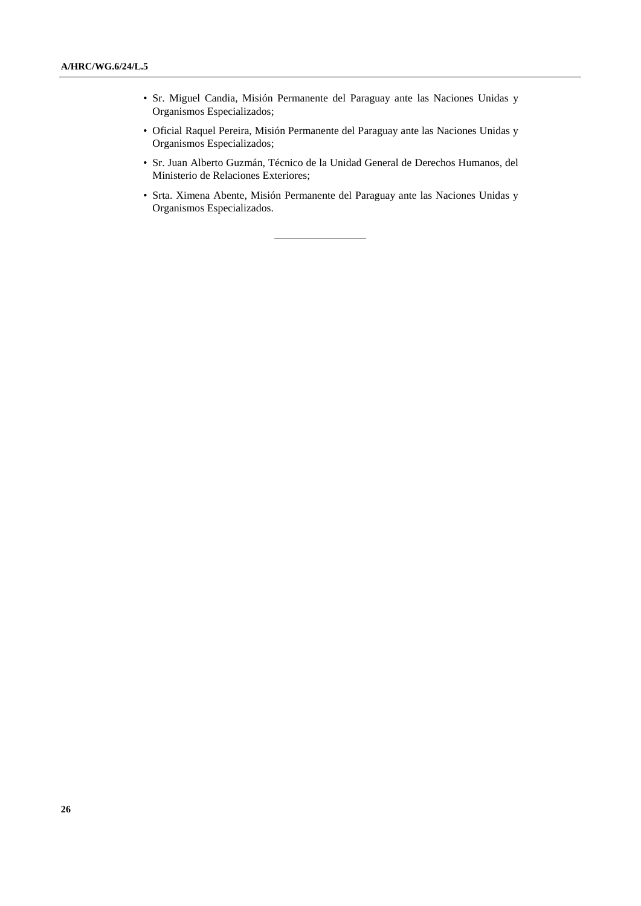- Sr. Miguel Candia, Misión Permanente del Paraguay ante las Naciones Unidas y Organismos Especializados;
- Oficial Raquel Pereira, Misión Permanente del Paraguay ante las Naciones Unidas y Organismos Especializados;
- Sr. Juan Alberto Guzmán, Técnico de la Unidad General de Derechos Humanos, del Ministerio de Relaciones Exteriores;
- Srta. Ximena Abente, Misión Permanente del Paraguay ante las Naciones Unidas y Organismos Especializados.